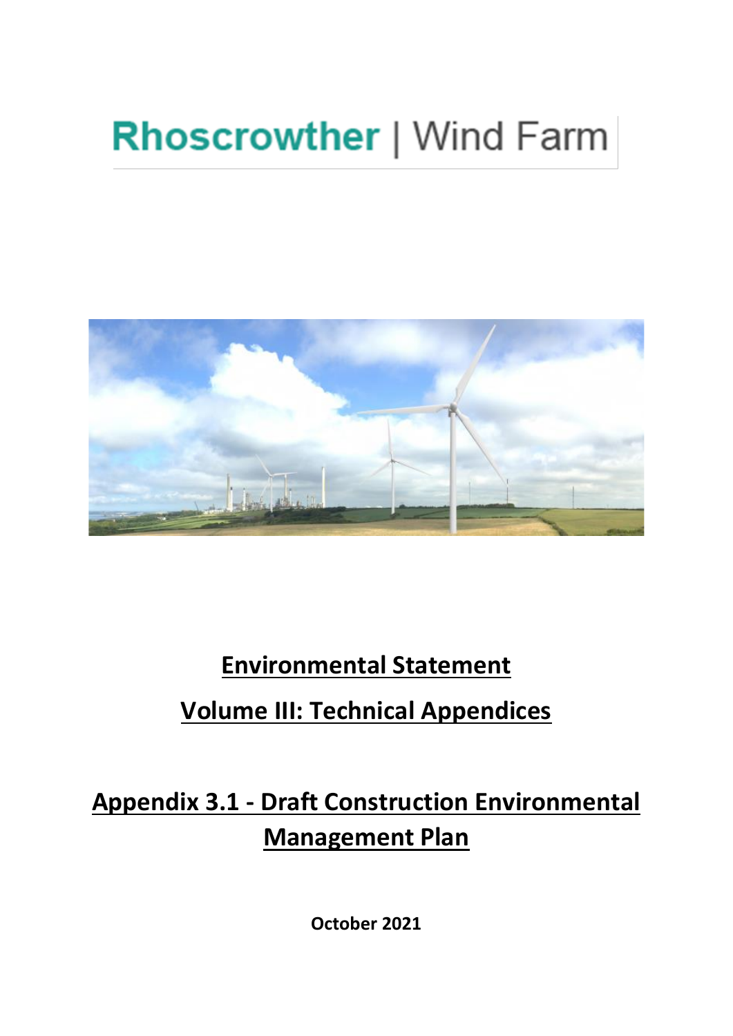# Rhoscrowther | Wind Farm

## Environmental Statement

## Volume III: Technical Appendices

## Appendix 3.1 - Draft Construction Environmental Management Plan

**October 2021**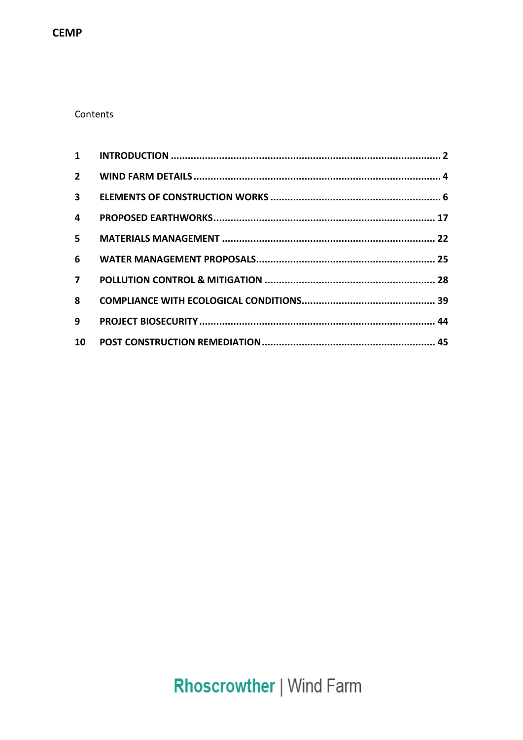Contents

| | | |
|---|---|---|
| 1 | INTRODUCTION | 2 |
| 2 | WIND FARM DETAILS | 4 |
| 3 | ELEMENTS OF CONSTRUCTION WORKS | 6 |
| 4 | PROPOSED EARTHWORKS | 17 |
| 5 | MATERIALS MANAGEMENT | 22 |
| 6 | WATER MANAGEMENT PROPOSALS | 25 |
| 7 | POLLUTION CONTROL & MITIGATION | 28 |
| 8 | COMPLIANCE WITH ECOLOGICAL CONDITIONS | 39 |
| 9 | PROJECT BIOSECURITY | 44 |
| 10 | POST CONSTRUCTION REMEDIATION | 45 |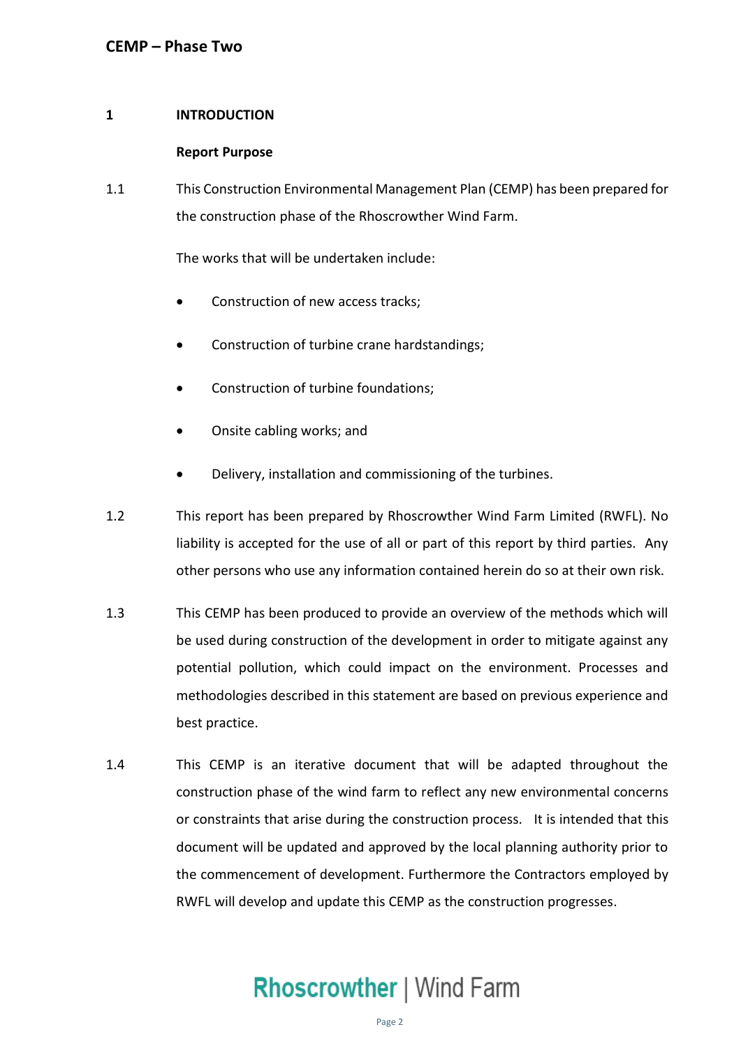# 1 INTRODUCTION

## Report Purpose

1.1 This Construction Environmental Management Plan (CEMP) has been prepared for the construction phase of the Rhoscrowther Wind Farm.

The works that will be undertaken include:

- Construction of new access tracks;
- Construction of turbine crane hardstandings;
- Construction of turbine foundations;
- Onsite cabling works; and
- Delivery, installation and commissioning of the turbines.

1.2 This report has been prepared by Rhoscrowther Wind Farm Limited (RWFL). No liability is accepted for the use of all or part of this report by third parties. Any other persons who use any information contained herein do so at their own risk.

1.3 This CEMP has been produced to provide an overview of the methods which will be used during construction of the development in order to mitigate against any potential pollution, which could impact on the environment. Processes and methodologies described in this statement are based on previous experience and best practice.

1.4 This CEMP is an iterative document that will be adapted throughout the construction phase of the wind farm to reflect any new environmental concerns or constraints that arise during the construction process. It is intended that this document will be updated and approved by the local planning authority prior to the commencement of development. Furthermore the Contractors employed by RWFL will develop and update this CEMP as the construction progresses.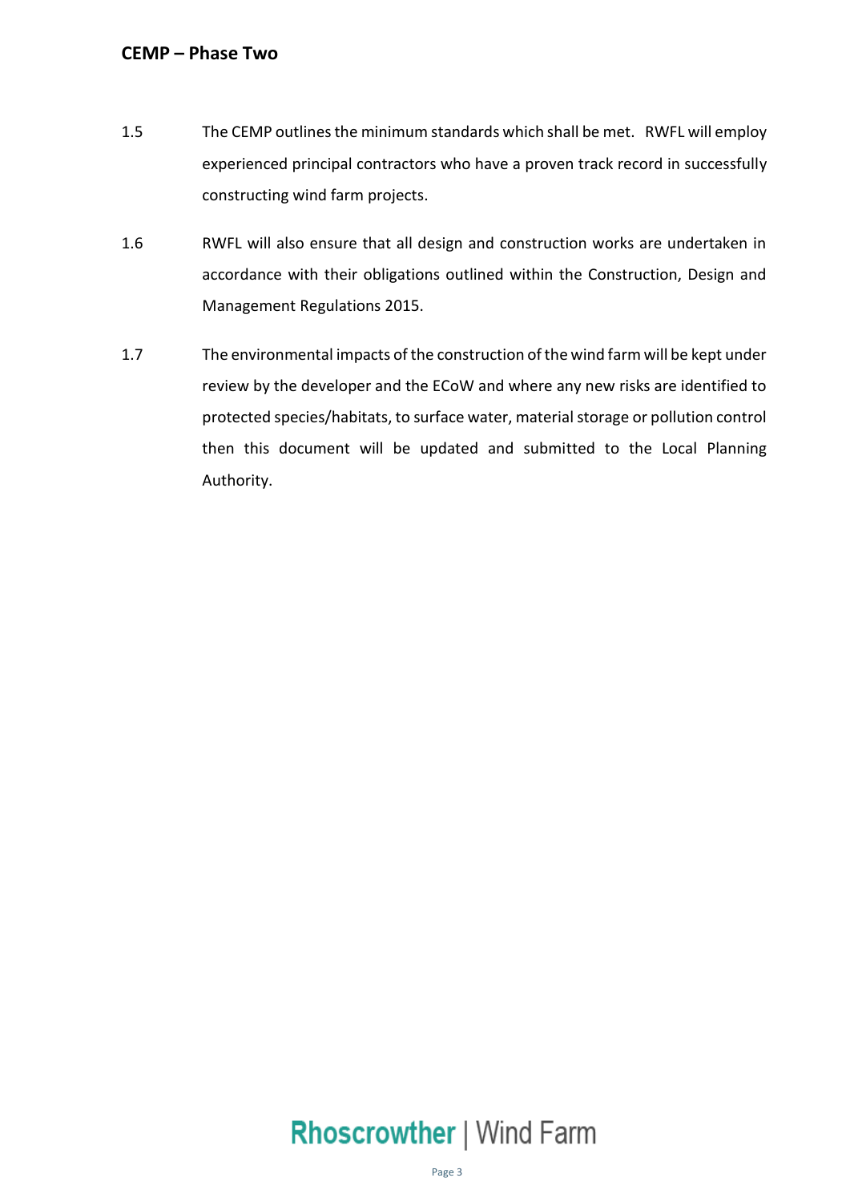1.5 The CEMP outlines the minimum standards which shall be met. RWFL will employ experienced principal contractors who have a proven track record in successfully constructing wind farm projects.

1.6 RWFL will also ensure that all design and construction works are undertaken in accordance with their obligations outlined within the Construction, Design and Management Regulations 2015.

1.7 The environmental impacts of the construction of the wind farm will be kept under review by the developer and the ECoW and where any new risks are identified to protected species/habitats, to surface water, material storage or pollution control then this document will be updated and submitted to the Local Planning Authority.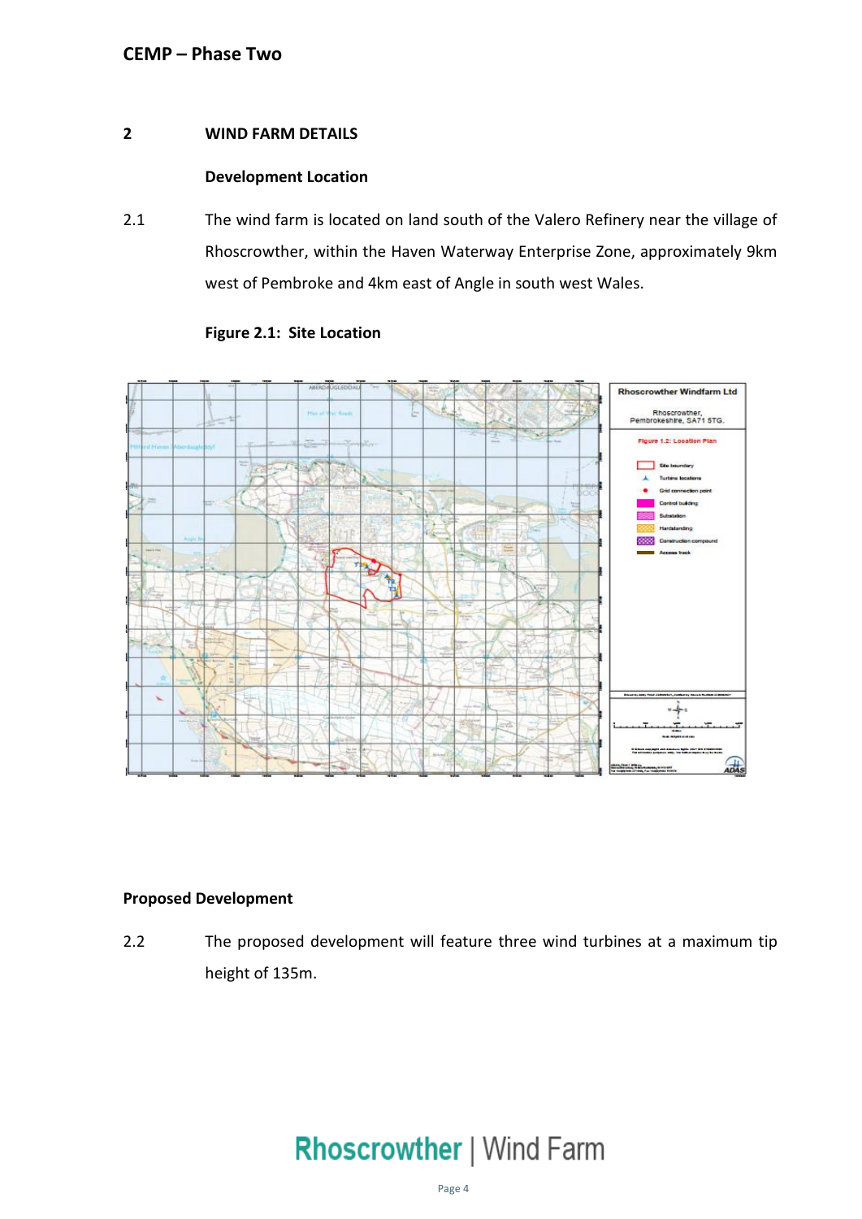## 2 WIND FARM DETAILS

### Development Location

2.1 The wind farm is located on land south of the Valero Refinery near the village of Rhoscrowther, within the Haven Waterway Enterprise Zone, approximately 9km west of Pembroke and 4km east of Angle in south west Wales.

**Figure 2.1: Site Location**

### Proposed Development

2.2 The proposed development will feature three wind turbines at a maximum tip height of 135m.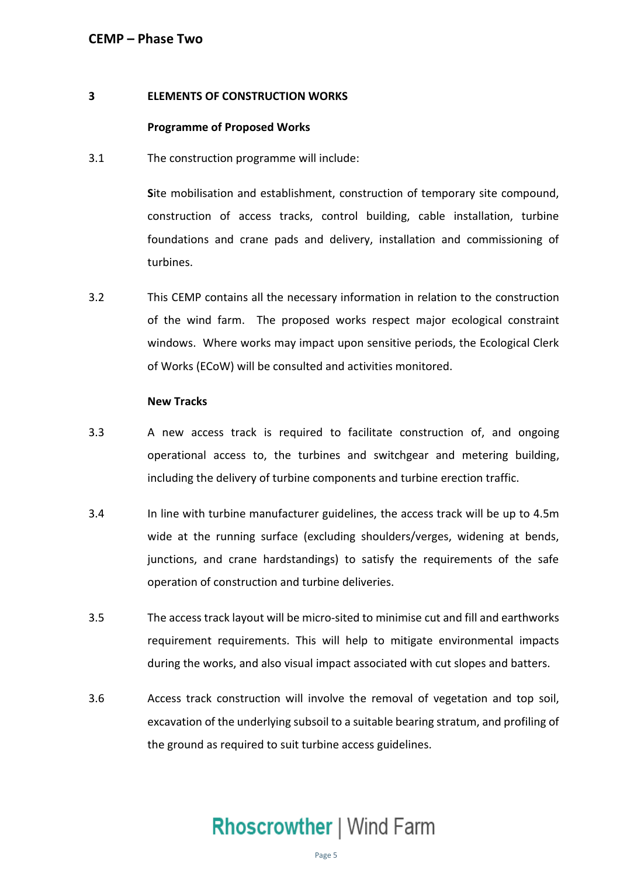## 3 ELEMENTS OF CONSTRUCTION WORKS

### Programme of Proposed Works

3.1 The construction programme will include:

**S**ite mobilisation and establishment, construction of temporary site compound, construction of access tracks, control building, cable installation, turbine foundations and crane pads and delivery, installation and commissioning of turbines.

3.2 This CEMP contains all the necessary information in relation to the construction of the wind farm. The proposed works respect major ecological constraint windows. Where works may impact upon sensitive periods, the Ecological Clerk of Works (ECoW) will be consulted and activities monitored.

### New Tracks

3.3 A new access track is required to facilitate construction of, and ongoing operational access to, the turbines and switchgear and metering building, including the delivery of turbine components and turbine erection traffic.

3.4 In line with turbine manufacturer guidelines, the access track will be up to 4.5m wide at the running surface (excluding shoulders/verges, widening at bends, junctions, and crane hardstandings) to satisfy the requirements of the safe operation of construction and turbine deliveries.

3.5 The access track layout will be micro-sited to minimise cut and fill and earthworks requirement requirements. This will help to mitigate environmental impacts during the works, and also visual impact associated with cut slopes and batters.

3.6 Access track construction will involve the removal of vegetation and top soil, excavation of the underlying subsoil to a suitable bearing stratum, and profiling of the ground as required to suit turbine access guidelines.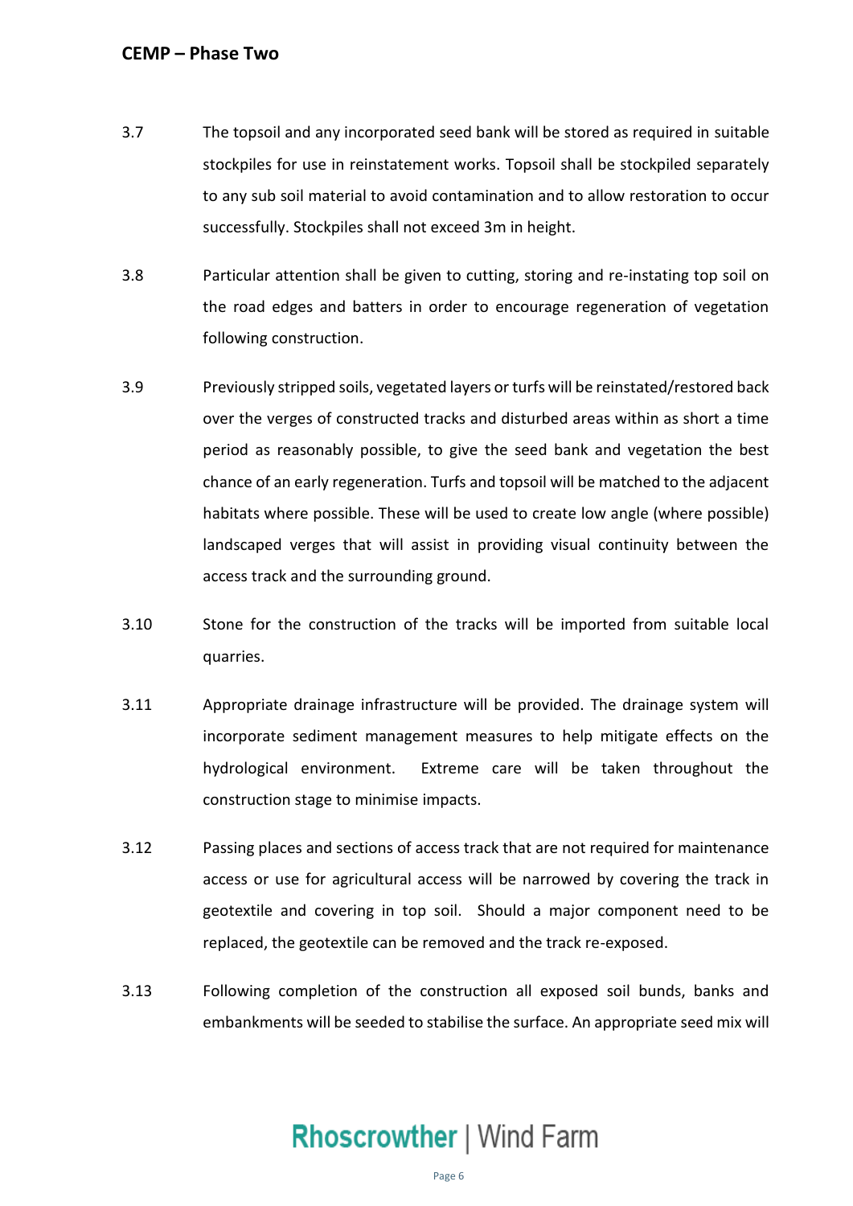3.7 The topsoil and any incorporated seed bank will be stored as required in suitable stockpiles for use in reinstatement works. Topsoil shall be stockpiled separately to any sub soil material to avoid contamination and to allow restoration to occur successfully. Stockpiles shall not exceed 3m in height.

3.8 Particular attention shall be given to cutting, storing and re-instating top soil on the road edges and batters in order to encourage regeneration of vegetation following construction.

3.9 Previously stripped soils, vegetated layers or turfs will be reinstated/restored back over the verges of constructed tracks and disturbed areas within as short a time period as reasonably possible, to give the seed bank and vegetation the best chance of an early regeneration. Turfs and topsoil will be matched to the adjacent habitats where possible. These will be used to create low angle (where possible) landscaped verges that will assist in providing visual continuity between the access track and the surrounding ground.

3.10 Stone for the construction of the tracks will be imported from suitable local quarries.

3.11 Appropriate drainage infrastructure will be provided. The drainage system will incorporate sediment management measures to help mitigate effects on the hydrological environment. Extreme care will be taken throughout the construction stage to minimise impacts.

3.12 Passing places and sections of access track that are not required for maintenance access or use for agricultural access will be narrowed by covering the track in geotextile and covering in top soil. Should a major component need to be replaced, the geotextile can be removed and the track re-exposed.

3.13 Following completion of the construction all exposed soil bunds, banks and embankments will be seeded to stabilise the surface. An appropriate seed mix will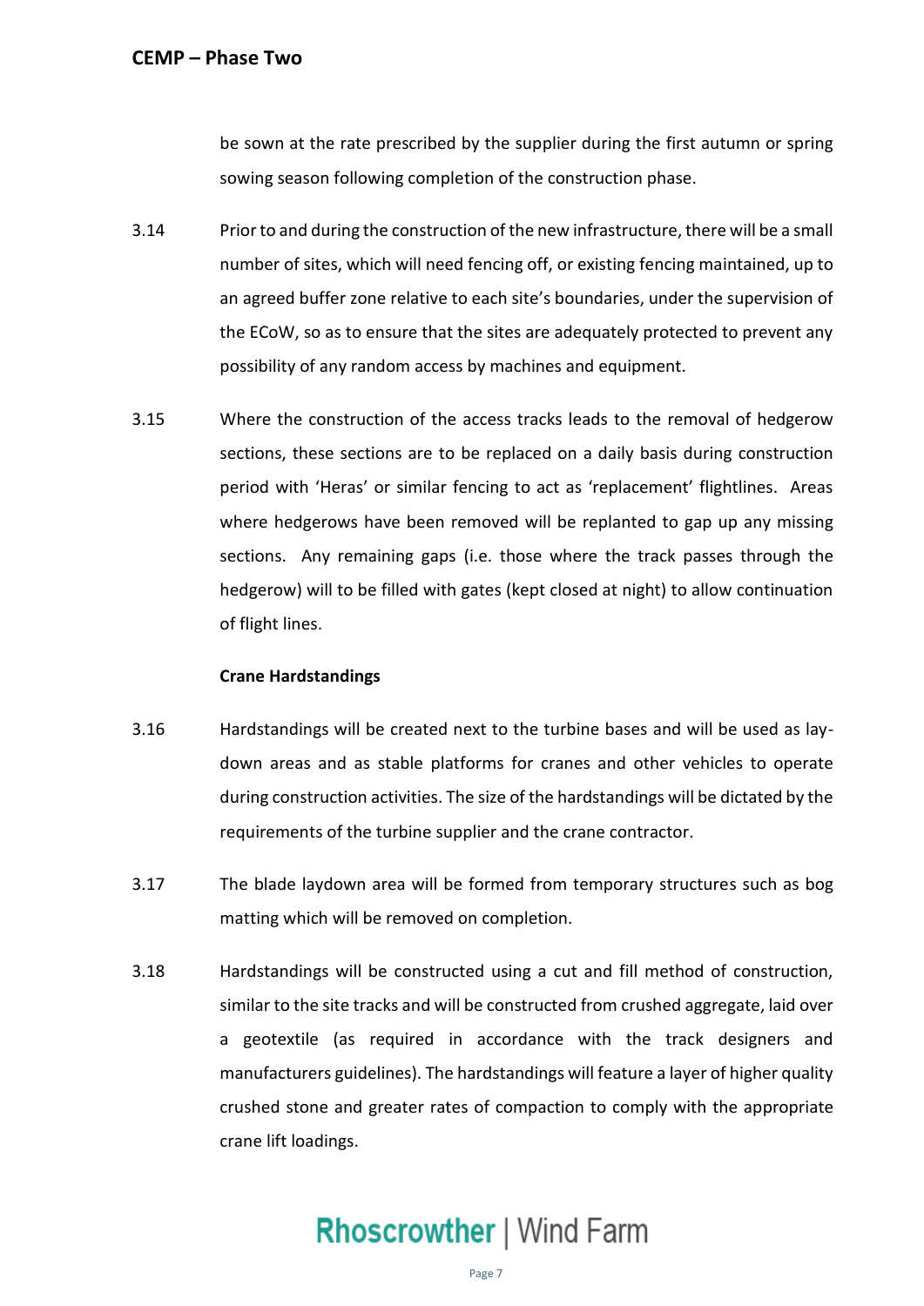be sown at the rate prescribed by the supplier during the first autumn or spring sowing season following completion of the construction phase.

3.14 Prior to and during the construction of the new infrastructure, there will be a small number of sites, which will need fencing off, or existing fencing maintained, up to an agreed buffer zone relative to each site's boundaries, under the supervision of the ECoW, so as to ensure that the sites are adequately protected to prevent any possibility of any random access by machines and equipment.

3.15 Where the construction of the access tracks leads to the removal of hedgerow sections, these sections are to be replaced on a daily basis during construction period with 'Heras' or similar fencing to act as 'replacement' flightlines. Areas where hedgerows have been removed will be replanted to gap up any missing sections. Any remaining gaps (i.e. those where the track passes through the hedgerow) will to be filled with gates (kept closed at night) to allow continuation of flight lines.

**Crane Hardstandings**

3.16 Hardstandings will be created next to the turbine bases and will be used as lay-down areas and as stable platforms for cranes and other vehicles to operate during construction activities. The size of the hardstandings will be dictated by the requirements of the turbine supplier and the crane contractor.

3.17 The blade laydown area will be formed from temporary structures such as bog matting which will be removed on completion.

3.18 Hardstandings will be constructed using a cut and fill method of construction, similar to the site tracks and will be constructed from crushed aggregate, laid over a geotextile (as required in accordance with the track designers and manufacturers guidelines). The hardstandings will feature a layer of higher quality crushed stone and greater rates of compaction to comply with the appropriate crane lift loadings.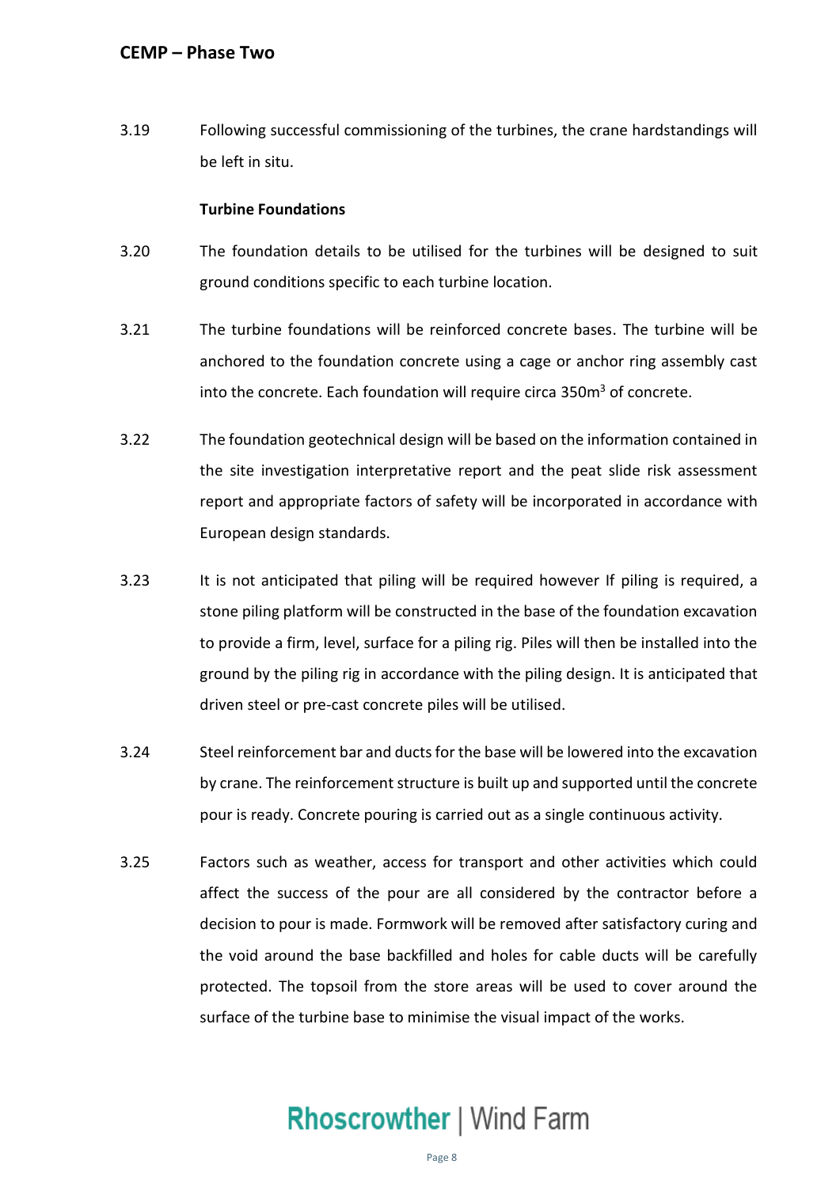3.19 Following successful commissioning of the turbines, the crane hardstandings will be left in situ.

**Turbine Foundations**

3.20 The foundation details to be utilised for the turbines will be designed to suit ground conditions specific to each turbine location.

3.21 The turbine foundations will be reinforced concrete bases. The turbine will be anchored to the foundation concrete using a cage or anchor ring assembly cast into the concrete. Each foundation will require circa 350m$^3$ of concrete.

3.22 The foundation geotechnical design will be based on the information contained in the site investigation interpretative report and the peat slide risk assessment report and appropriate factors of safety will be incorporated in accordance with European design standards.

3.23 It is not anticipated that piling will be required however If piling is required, a stone piling platform will be constructed in the base of the foundation excavation to provide a firm, level, surface for a piling rig. Piles will then be installed into the ground by the piling rig in accordance with the piling design. It is anticipated that driven steel or pre-cast concrete piles will be utilised.

3.24 Steel reinforcement bar and ducts for the base will be lowered into the excavation by crane. The reinforcement structure is built up and supported until the concrete pour is ready. Concrete pouring is carried out as a single continuous activity.

3.25 Factors such as weather, access for transport and other activities which could affect the success of the pour are all considered by the contractor before a decision to pour is made. Formwork will be removed after satisfactory curing and the void around the base backfilled and holes for cable ducts will be carefully protected. The topsoil from the store areas will be used to cover around the surface of the turbine base to minimise the visual impact of the works.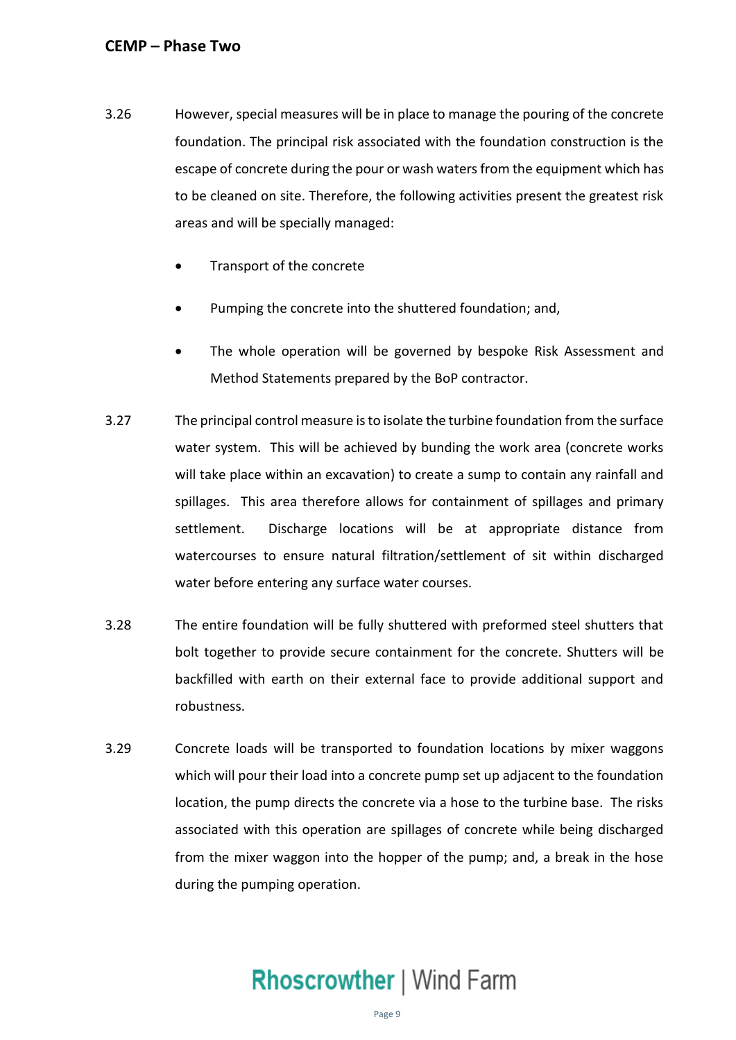3.26 However, special measures will be in place to manage the pouring of the concrete foundation. The principal risk associated with the foundation construction is the escape of concrete during the pour or wash waters from the equipment which has to be cleaned on site. Therefore, the following activities present the greatest risk areas and will be specially managed:

- Transport of the concrete
- Pumping the concrete into the shuttered foundation; and,
- The whole operation will be governed by bespoke Risk Assessment and Method Statements prepared by the BoP contractor.

3.27 The principal control measure is to isolate the turbine foundation from the surface water system. This will be achieved by bunding the work area (concrete works will take place within an excavation) to create a sump to contain any rainfall and spillages. This area therefore allows for containment of spillages and primary settlement. Discharge locations will be at appropriate distance from watercourses to ensure natural filtration/settlement of sit within discharged water before entering any surface water courses.

3.28 The entire foundation will be fully shuttered with preformed steel shutters that bolt together to provide secure containment for the concrete. Shutters will be backfilled with earth on their external face to provide additional support and robustness.

3.29 Concrete loads will be transported to foundation locations by mixer waggons which will pour their load into a concrete pump set up adjacent to the foundation location, the pump directs the concrete via a hose to the turbine base. The risks associated with this operation are spillages of concrete while being discharged from the mixer waggon into the hopper of the pump; and, a break in the hose during the pumping operation.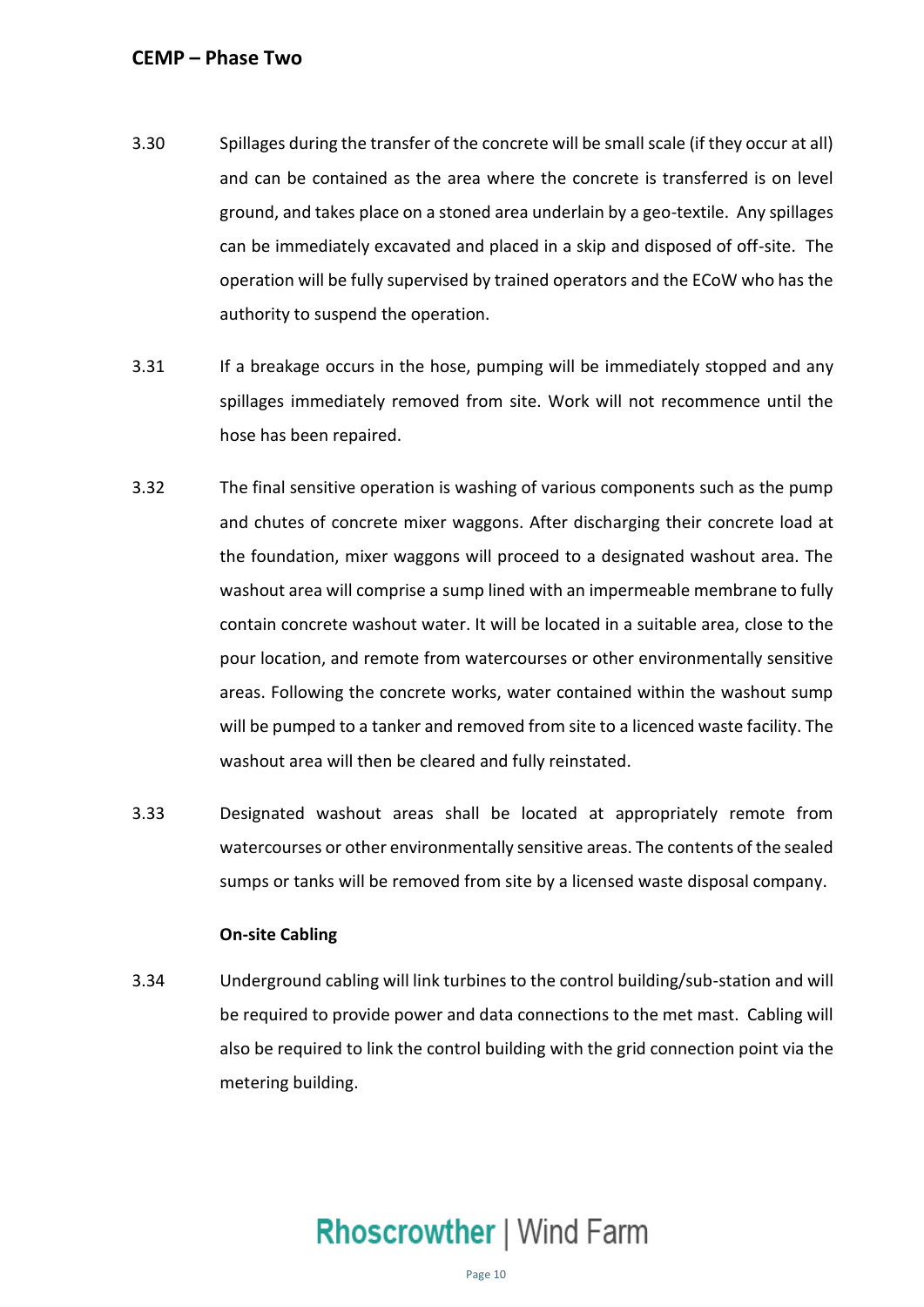3.30 Spillages during the transfer of the concrete will be small scale (if they occur at all) and can be contained as the area where the concrete is transferred is on level ground, and takes place on a stoned area underlain by a geo-textile. Any spillages can be immediately excavated and placed in a skip and disposed of off-site. The operation will be fully supervised by trained operators and the ECoW who has the authority to suspend the operation.

3.31 If a breakage occurs in the hose, pumping will be immediately stopped and any spillages immediately removed from site. Work will not recommence until the hose has been repaired.

3.32 The final sensitive operation is washing of various components such as the pump and chutes of concrete mixer waggons. After discharging their concrete load at the foundation, mixer waggons will proceed to a designated washout area. The washout area will comprise a sump lined with an impermeable membrane to fully contain concrete washout water. It will be located in a suitable area, close to the pour location, and remote from watercourses or other environmentally sensitive areas. Following the concrete works, water contained within the washout sump will be pumped to a tanker and removed from site to a licenced waste facility. The washout area will then be cleared and fully reinstated.

3.33 Designated washout areas shall be located at appropriately remote from watercourses or other environmentally sensitive areas. The contents of the sealed sumps or tanks will be removed from site by a licensed waste disposal company.

**On-site Cabling**

3.34 Underground cabling will link turbines to the control building/sub-station and will be required to provide power and data connections to the met mast. Cabling will also be required to link the control building with the grid connection point via the metering building.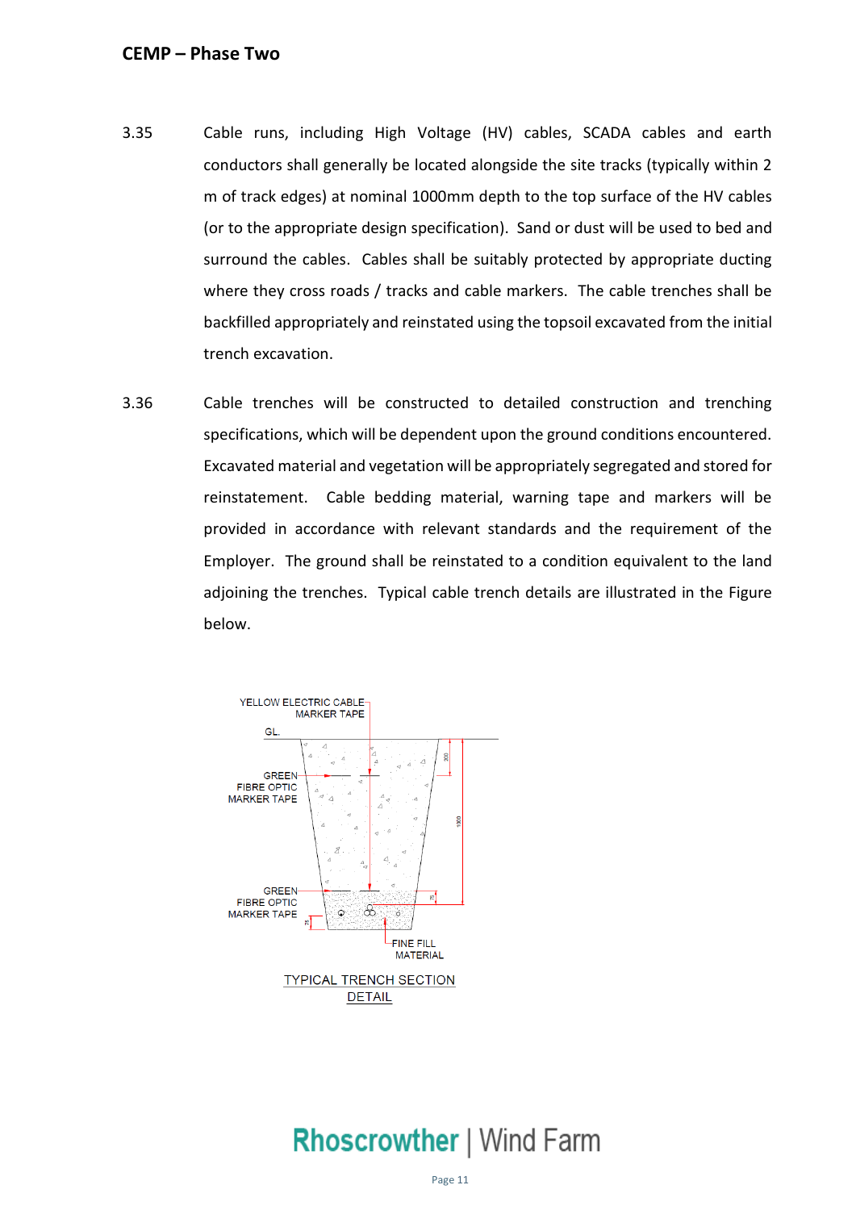3.35 Cable runs, including High Voltage (HV) cables, SCADA cables and earth conductors shall generally be located alongside the site tracks (typically within 2 m of track edges) at nominal 1000mm depth to the top surface of the HV cables (or to the appropriate design specification). Sand or dust will be used to bed and surround the cables. Cables shall be suitably protected by appropriate ducting where they cross roads / tracks and cable markers. The cable trenches shall be backfilled appropriately and reinstated using the topsoil excavated from the initial trench excavation.

3.36 Cable trenches will be constructed to detailed construction and trenching specifications, which will be dependent upon the ground conditions encountered. Excavated material and vegetation will be appropriately segregated and stored for reinstatement. Cable bedding material, warning tape and markers will be provided in accordance with relevant standards and the requirement of the Employer. The ground shall be reinstated to a condition equivalent to the land adjoining the trenches. Typical cable trench details are illustrated in the Figure below.

YELLOW ELECTRIC CABLE MARKER TAPE

GL.

GREEN FIBRE OPTIC MARKER TAPE

GREEN FIBRE OPTIC MARKER TAPE

FINE FILL MATERIAL

200

1000

TYPICAL TRENCH SECTION DETAIL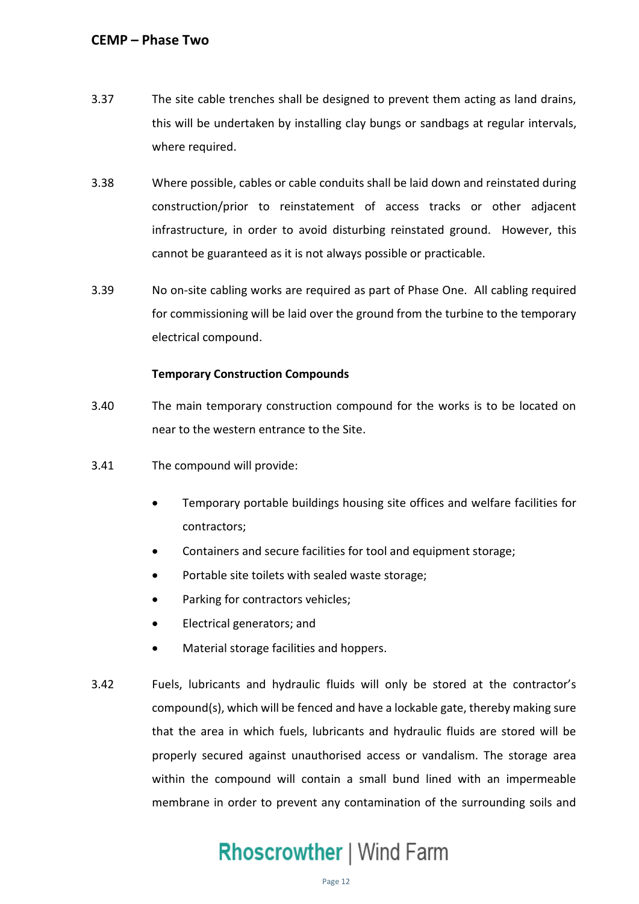3.37 The site cable trenches shall be designed to prevent them acting as land drains, this will be undertaken by installing clay bungs or sandbags at regular intervals, where required.

3.38 Where possible, cables or cable conduits shall be laid down and reinstated during construction/prior to reinstatement of access tracks or other adjacent infrastructure, in order to avoid disturbing reinstated ground. However, this cannot be guaranteed as it is not always possible or practicable.

3.39 No on-site cabling works are required as part of Phase One. All cabling required for commissioning will be laid over the ground from the turbine to the temporary electrical compound.

**Temporary Construction Compounds**

3.40 The main temporary construction compound for the works is to be located on near to the western entrance to the Site.

3.41 The compound will provide:

- Temporary portable buildings housing site offices and welfare facilities for contractors;
- Containers and secure facilities for tool and equipment storage;
- Portable site toilets with sealed waste storage;
- Parking for contractors vehicles;
- Electrical generators; and
- Material storage facilities and hoppers.

3.42 Fuels, lubricants and hydraulic fluids will only be stored at the contractor's compound(s), which will be fenced and have a lockable gate, thereby making sure that the area in which fuels, lubricants and hydraulic fluids are stored will be properly secured against unauthorised access or vandalism. The storage area within the compound will contain a small bund lined with an impermeable membrane in order to prevent any contamination of the surrounding soils and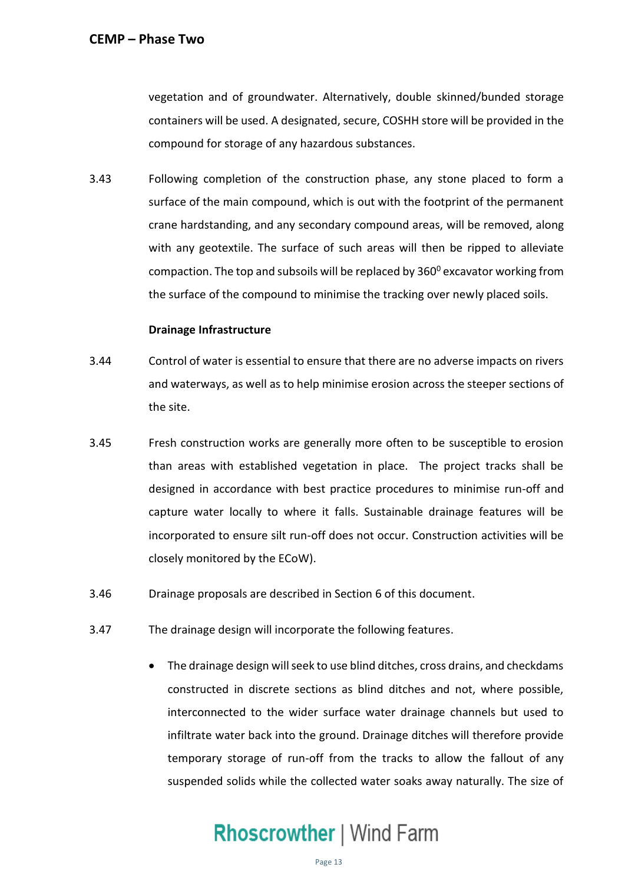vegetation and of groundwater. Alternatively, double skinned/bunded storage containers will be used. A designated, secure, COSHH store will be provided in the compound for storage of any hazardous substances.

3.43 Following completion of the construction phase, any stone placed to form a surface of the main compound, which is out with the footprint of the permanent crane hardstanding, and any secondary compound areas, will be removed, along with any geotextile. The surface of such areas will then be ripped to alleviate compaction. The top and subsoils will be replaced by $360^0$ excavator working from the surface of the compound to minimise the tracking over newly placed soils.

**Drainage Infrastructure**

3.44 Control of water is essential to ensure that there are no adverse impacts on rivers and waterways, as well as to help minimise erosion across the steeper sections of the site.

3.45 Fresh construction works are generally more often to be susceptible to erosion than areas with established vegetation in place. The project tracks shall be designed in accordance with best practice procedures to minimise run-off and capture water locally to where it falls. Sustainable drainage features will be incorporated to ensure silt run-off does not occur. Construction activities will be closely monitored by the ECoW).

3.46 Drainage proposals are described in Section 6 of this document.

3.47 The drainage design will incorporate the following features.

- The drainage design will seek to use blind ditches, cross drains, and checkdams constructed in discrete sections as blind ditches and not, where possible, interconnected to the wider surface water drainage channels but used to infiltrate water back into the ground. Drainage ditches will therefore provide temporary storage of run-off from the tracks to allow the fallout of any suspended solids while the collected water soaks away naturally. The size of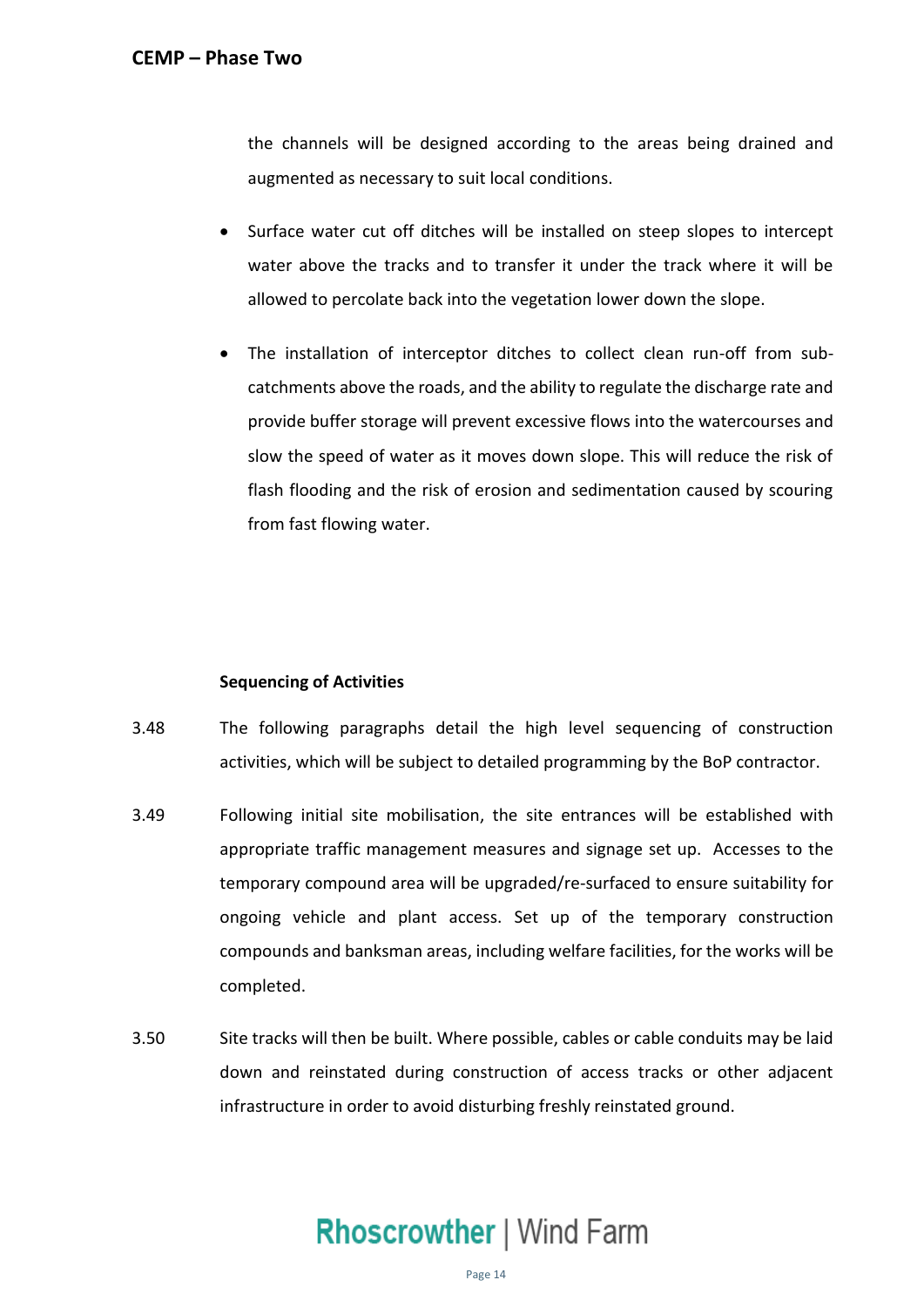the channels will be designed according to the areas being drained and augmented as necessary to suit local conditions.

- Surface water cut off ditches will be installed on steep slopes to intercept water above the tracks and to transfer it under the track where it will be allowed to percolate back into the vegetation lower down the slope.

- The installation of interceptor ditches to collect clean run-off from sub-catchments above the roads, and the ability to regulate the discharge rate and provide buffer storage will prevent excessive flows into the watercourses and slow the speed of water as it moves down slope. This will reduce the risk of flash flooding and the risk of erosion and sedimentation caused by scouring from fast flowing water.

**Sequencing of Activities**

3.48 The following paragraphs detail the high level sequencing of construction activities, which will be subject to detailed programming by the BoP contractor.

3.49 Following initial site mobilisation, the site entrances will be established with appropriate traffic management measures and signage set up. Accesses to the temporary compound area will be upgraded/re-surfaced to ensure suitability for ongoing vehicle and plant access. Set up of the temporary construction compounds and banksman areas, including welfare facilities, for the works will be completed.

3.50 Site tracks will then be built. Where possible, cables or cable conduits may be laid down and reinstated during construction of access tracks or other adjacent infrastructure in order to avoid disturbing freshly reinstated ground.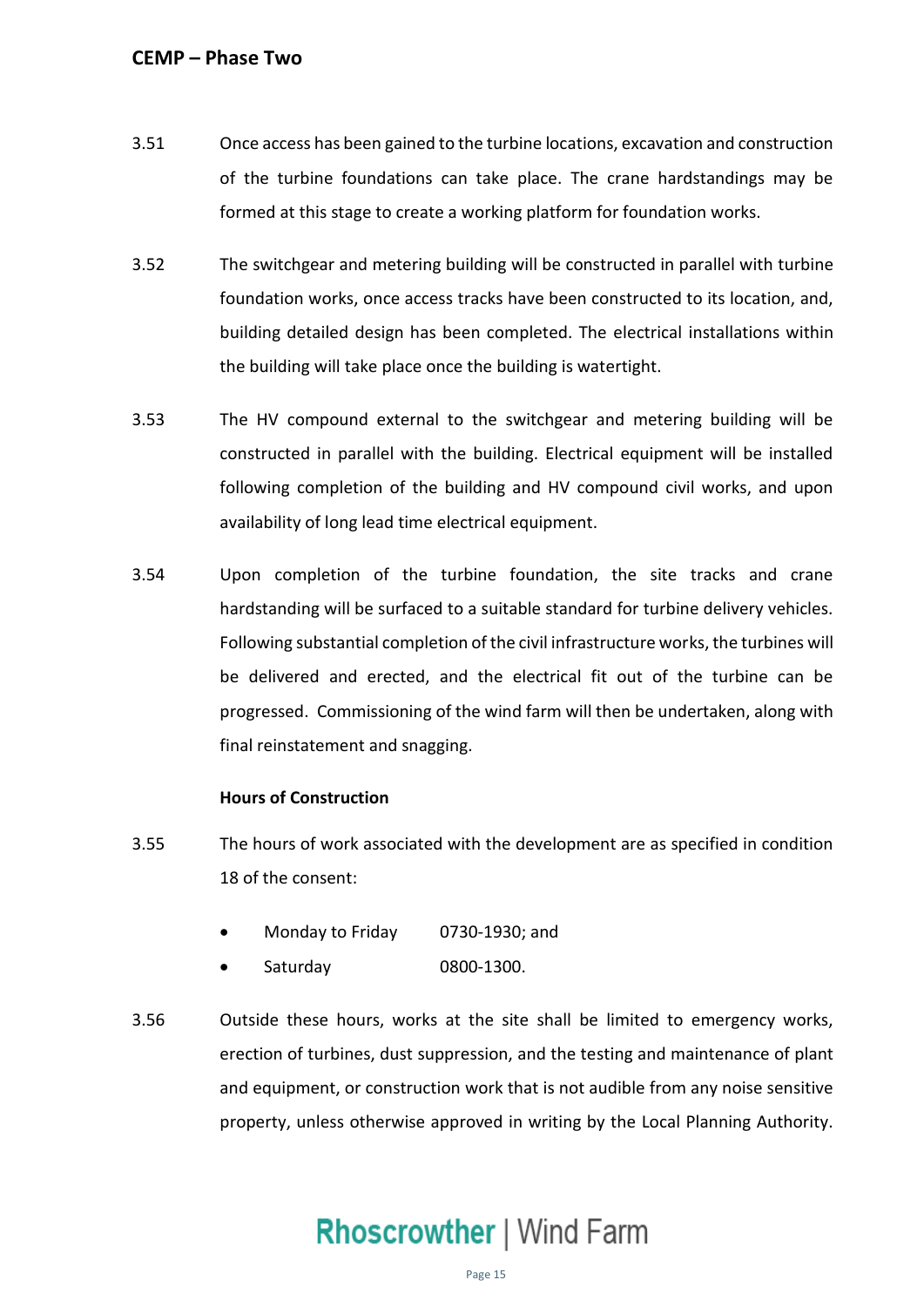3.51 Once access has been gained to the turbine locations, excavation and construction of the turbine foundations can take place. The crane hardstandings may be formed at this stage to create a working platform for foundation works.

3.52 The switchgear and metering building will be constructed in parallel with turbine foundation works, once access tracks have been constructed to its location, and, building detailed design has been completed. The electrical installations within the building will take place once the building is watertight.

3.53 The HV compound external to the switchgear and metering building will be constructed in parallel with the building. Electrical equipment will be installed following completion of the building and HV compound civil works, and upon availability of long lead time electrical equipment.

3.54 Upon completion of the turbine foundation, the site tracks and crane hardstanding will be surfaced to a suitable standard for turbine delivery vehicles. Following substantial completion of the civil infrastructure works, the turbines will be delivered and erected, and the electrical fit out of the turbine can be progressed. Commissioning of the wind farm will then be undertaken, along with final reinstatement and snagging.

**Hours of Construction**

3.55 The hours of work associated with the development are as specified in condition 18 of the consent:

- Monday to Friday 0730-1930; and
- Saturday 0800-1300.

3.56 Outside these hours, works at the site shall be limited to emergency works, erection of turbines, dust suppression, and the testing and maintenance of plant and equipment, or construction work that is not audible from any noise sensitive property, unless otherwise approved in writing by the Local Planning Authority.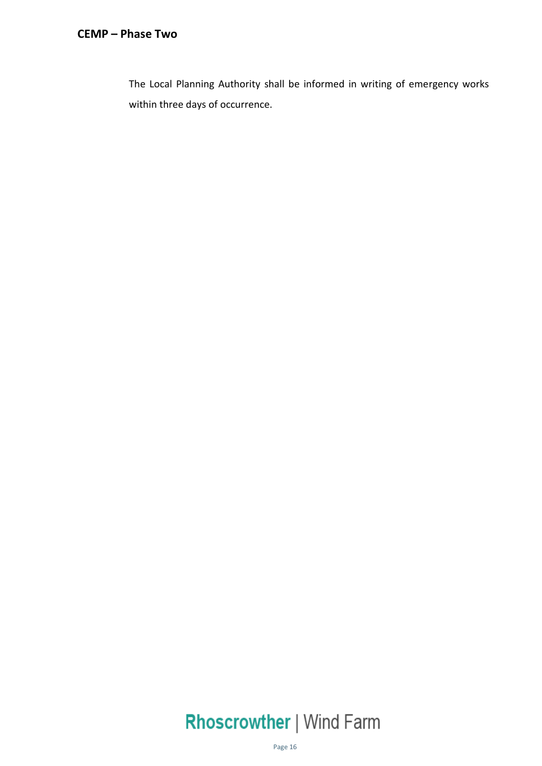The Local Planning Authority shall be informed in writing of emergency works within three days of occurrence.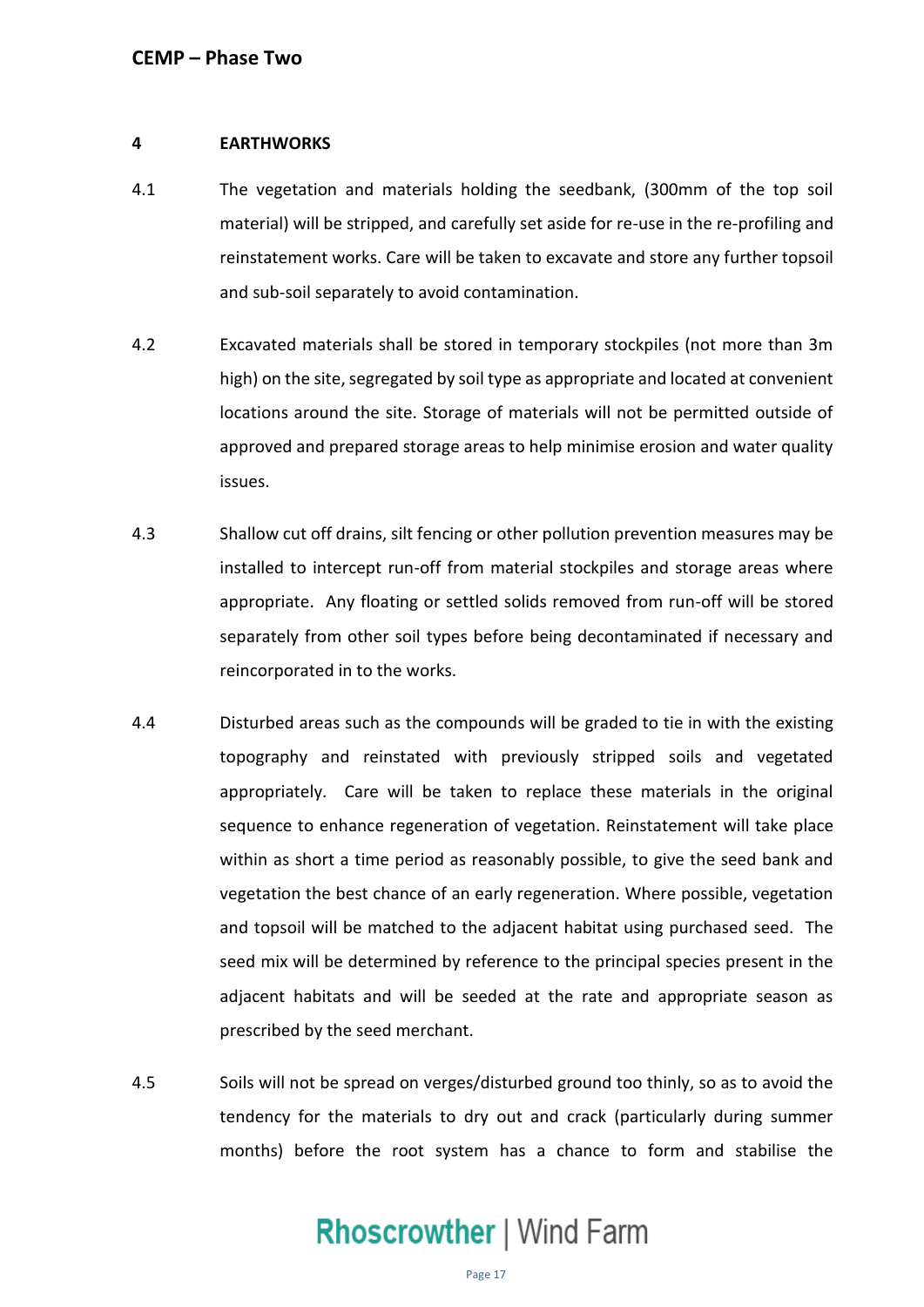## 4 EARTHWORKS

4.1 The vegetation and materials holding the seedbank, (300mm of the top soil material) will be stripped, and carefully set aside for re-use in the re-profiling and reinstatement works. Care will be taken to excavate and store any further topsoil and sub-soil separately to avoid contamination.

4.2 Excavated materials shall be stored in temporary stockpiles (not more than 3m high) on the site, segregated by soil type as appropriate and located at convenient locations around the site. Storage of materials will not be permitted outside of approved and prepared storage areas to help minimise erosion and water quality issues.

4.3 Shallow cut off drains, silt fencing or other pollution prevention measures may be installed to intercept run-off from material stockpiles and storage areas where appropriate. Any floating or settled solids removed from run-off will be stored separately from other soil types before being decontaminated if necessary and reincorporated in to the works.

4.4 Disturbed areas such as the compounds will be graded to tie in with the existing topography and reinstated with previously stripped soils and vegetated appropriately. Care will be taken to replace these materials in the original sequence to enhance regeneration of vegetation. Reinstatement will take place within as short a time period as reasonably possible, to give the seed bank and vegetation the best chance of an early regeneration. Where possible, vegetation and topsoil will be matched to the adjacent habitat using purchased seed. The seed mix will be determined by reference to the principal species present in the adjacent habitats and will be seeded at the rate and appropriate season as prescribed by the seed merchant.

4.5 Soils will not be spread on verges/disturbed ground too thinly, so as to avoid the tendency for the materials to dry out and crack (particularly during summer months) before the root system has a chance to form and stabilise the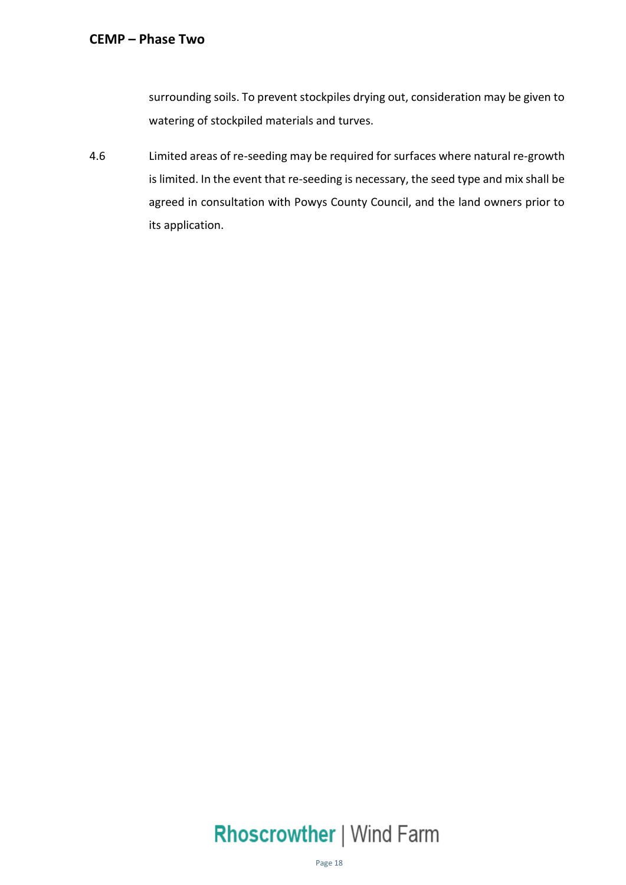surrounding soils. To prevent stockpiles drying out, consideration may be given to watering of stockpiled materials and turves.

4.6 Limited areas of re-seeding may be required for surfaces where natural re-growth is limited. In the event that re-seeding is necessary, the seed type and mix shall be agreed in consultation with Powys County Council, and the land owners prior to its application.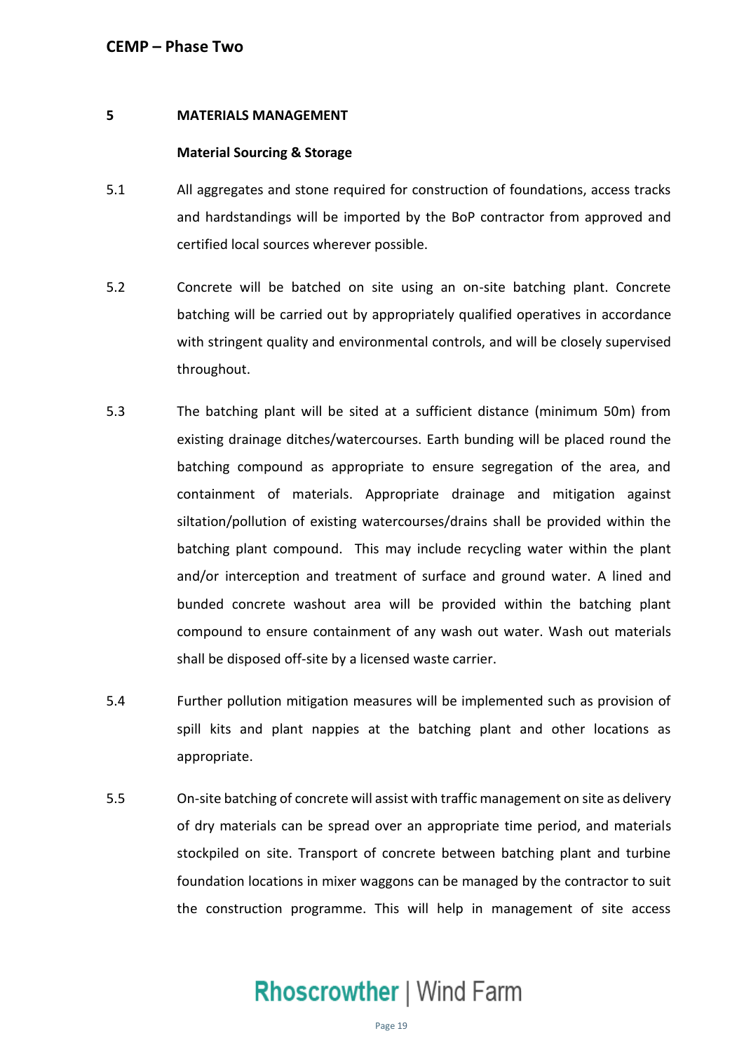## 5 MATERIALS MANAGEMENT

### Material Sourcing & Storage

5.1 All aggregates and stone required for construction of foundations, access tracks and hardstandings will be imported by the BoP contractor from approved and certified local sources wherever possible.

5.2 Concrete will be batched on site using an on-site batching plant. Concrete batching will be carried out by appropriately qualified operatives in accordance with stringent quality and environmental controls, and will be closely supervised throughout.

5.3 The batching plant will be sited at a sufficient distance (minimum 50m) from existing drainage ditches/watercourses. Earth bunding will be placed round the batching compound as appropriate to ensure segregation of the area, and containment of materials. Appropriate drainage and mitigation against siltation/pollution of existing watercourses/drains shall be provided within the batching plant compound. This may include recycling water within the plant and/or interception and treatment of surface and ground water. A lined and bunded concrete washout area will be provided within the batching plant compound to ensure containment of any wash out water. Wash out materials shall be disposed off-site by a licensed waste carrier.

5.4 Further pollution mitigation measures will be implemented such as provision of spill kits and plant nappies at the batching plant and other locations as appropriate.

5.5 On-site batching of concrete will assist with traffic management on site as delivery of dry materials can be spread over an appropriate time period, and materials stockpiled on site. Transport of concrete between batching plant and turbine foundation locations in mixer waggons can be managed by the contractor to suit the construction programme. This will help in management of site access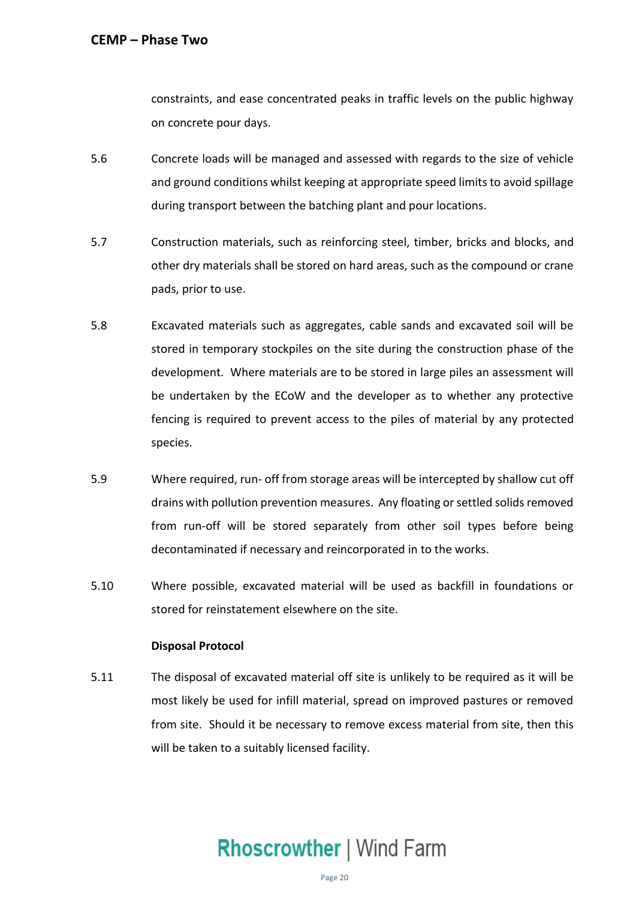constraints, and ease concentrated peaks in traffic levels on the public highway on concrete pour days.

5.6 Concrete loads will be managed and assessed with regards to the size of vehicle and ground conditions whilst keeping at appropriate speed limits to avoid spillage during transport between the batching plant and pour locations.

5.7 Construction materials, such as reinforcing steel, timber, bricks and blocks, and other dry materials shall be stored on hard areas, such as the compound or crane pads, prior to use.

5.8 Excavated materials such as aggregates, cable sands and excavated soil will be stored in temporary stockpiles on the site during the construction phase of the development. Where materials are to be stored in large piles an assessment will be undertaken by the ECoW and the developer as to whether any protective fencing is required to prevent access to the piles of material by any protected species.

5.9 Where required, run- off from storage areas will be intercepted by shallow cut off drains with pollution prevention measures. Any floating or settled solids removed from run-off will be stored separately from other soil types before being decontaminated if necessary and reincorporated in to the works.

5.10 Where possible, excavated material will be used as backfill in foundations or stored for reinstatement elsewhere on the site.

**Disposal Protocol**

5.11 The disposal of excavated material off site is unlikely to be required as it will be most likely be used for infill material, spread on improved pastures or removed from site. Should it be necessary to remove excess material from site, then this will be taken to a suitably licensed facility.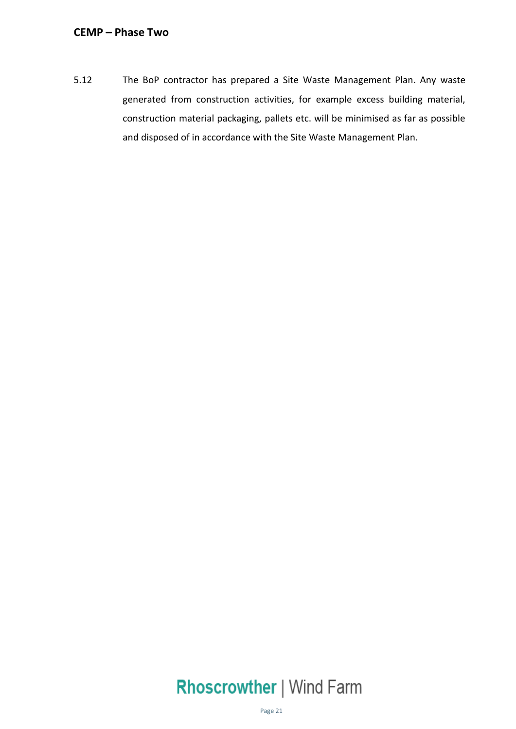5.12 The BoP contractor has prepared a Site Waste Management Plan. Any waste generated from construction activities, for example excess building material, construction material packaging, pallets etc. will be minimised as far as possible and disposed of in accordance with the Site Waste Management Plan.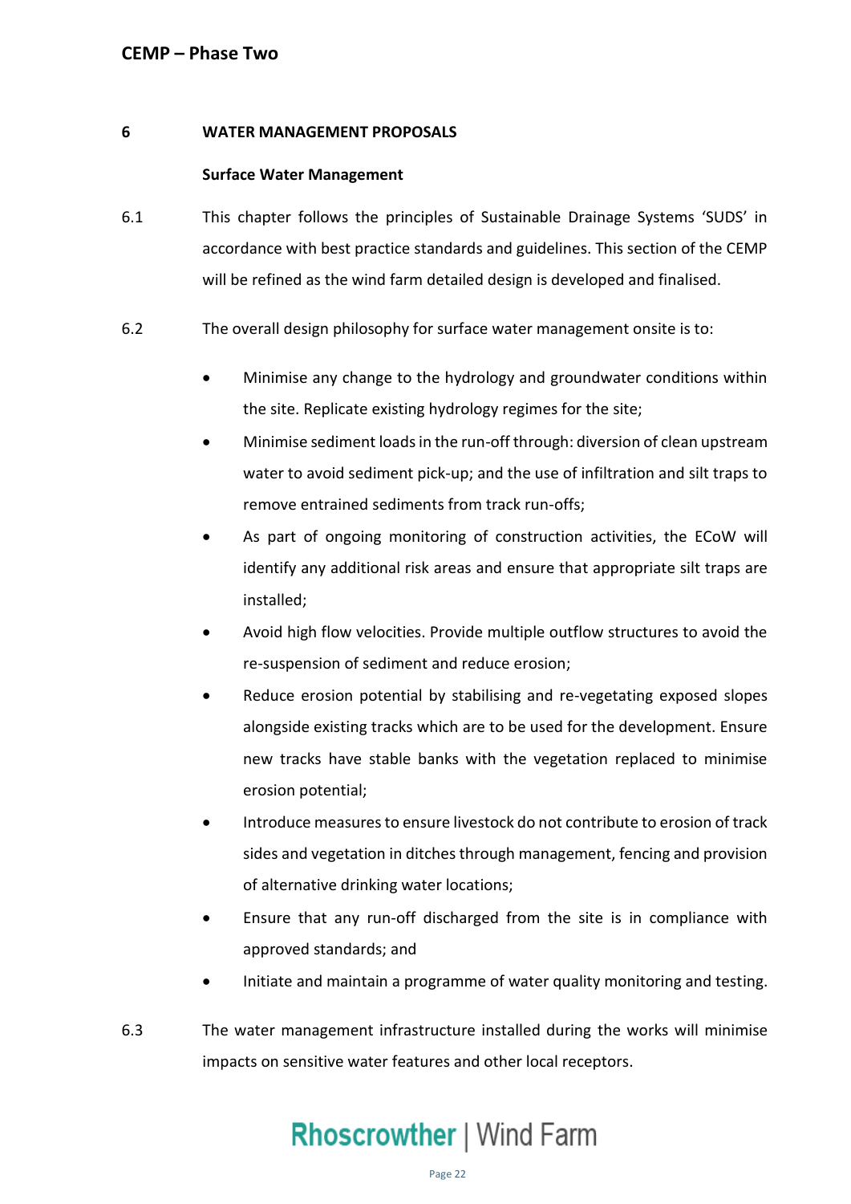## 6 WATER MANAGEMENT PROPOSALS

### Surface Water Management

6.1 This chapter follows the principles of Sustainable Drainage Systems 'SUDS' in accordance with best practice standards and guidelines. This section of the CEMP will be refined as the wind farm detailed design is developed and finalised.

6.2 The overall design philosophy for surface water management onsite is to:

- Minimise any change to the hydrology and groundwater conditions within the site. Replicate existing hydrology regimes for the site;
- Minimise sediment loads in the run-off through: diversion of clean upstream water to avoid sediment pick-up; and the use of infiltration and silt traps to remove entrained sediments from track run-offs;
- As part of ongoing monitoring of construction activities, the ECoW will identify any additional risk areas and ensure that appropriate silt traps are installed;
- Avoid high flow velocities. Provide multiple outflow structures to avoid the re-suspension of sediment and reduce erosion;
- Reduce erosion potential by stabilising and re-vegetating exposed slopes alongside existing tracks which are to be used for the development. Ensure new tracks have stable banks with the vegetation replaced to minimise erosion potential;
- Introduce measures to ensure livestock do not contribute to erosion of track sides and vegetation in ditches through management, fencing and provision of alternative drinking water locations;
- Ensure that any run-off discharged from the site is in compliance with approved standards; and
- Initiate and maintain a programme of water quality monitoring and testing.

6.3 The water management infrastructure installed during the works will minimise impacts on sensitive water features and other local receptors.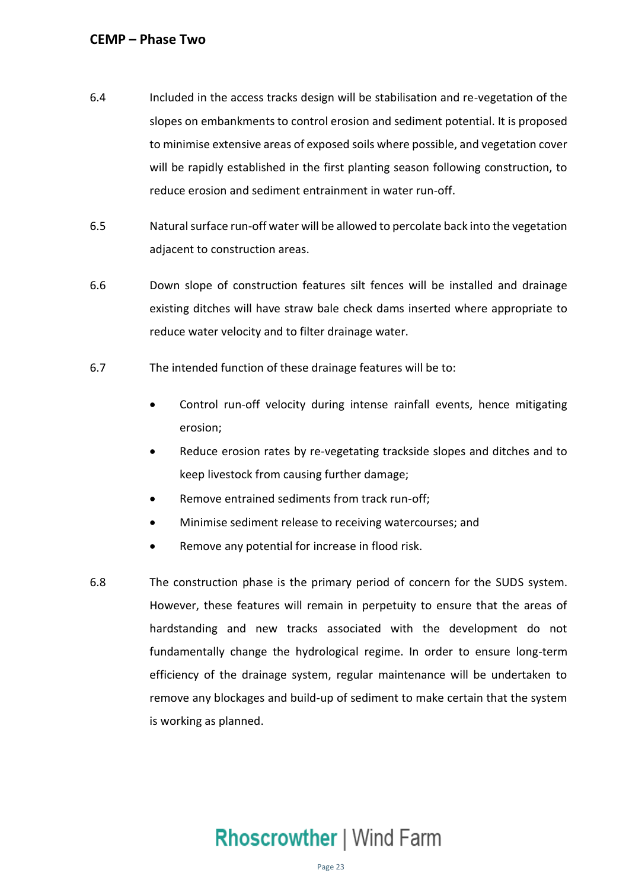6.4 Included in the access tracks design will be stabilisation and re-vegetation of the slopes on embankments to control erosion and sediment potential. It is proposed to minimise extensive areas of exposed soils where possible, and vegetation cover will be rapidly established in the first planting season following construction, to reduce erosion and sediment entrainment in water run-off.

6.5 Natural surface run-off water will be allowed to percolate back into the vegetation adjacent to construction areas.

6.6 Down slope of construction features silt fences will be installed and drainage existing ditches will have straw bale check dams inserted where appropriate to reduce water velocity and to filter drainage water.

6.7 The intended function of these drainage features will be to:

- Control run-off velocity during intense rainfall events, hence mitigating erosion;
- Reduce erosion rates by re-vegetating trackside slopes and ditches and to keep livestock from causing further damage;
- Remove entrained sediments from track run-off;
- Minimise sediment release to receiving watercourses; and
- Remove any potential for increase in flood risk.

6.8 The construction phase is the primary period of concern for the SUDS system. However, these features will remain in perpetuity to ensure that the areas of hardstanding and new tracks associated with the development do not fundamentally change the hydrological regime. In order to ensure long-term efficiency of the drainage system, regular maintenance will be undertaken to remove any blockages and build-up of sediment to make certain that the system is working as planned.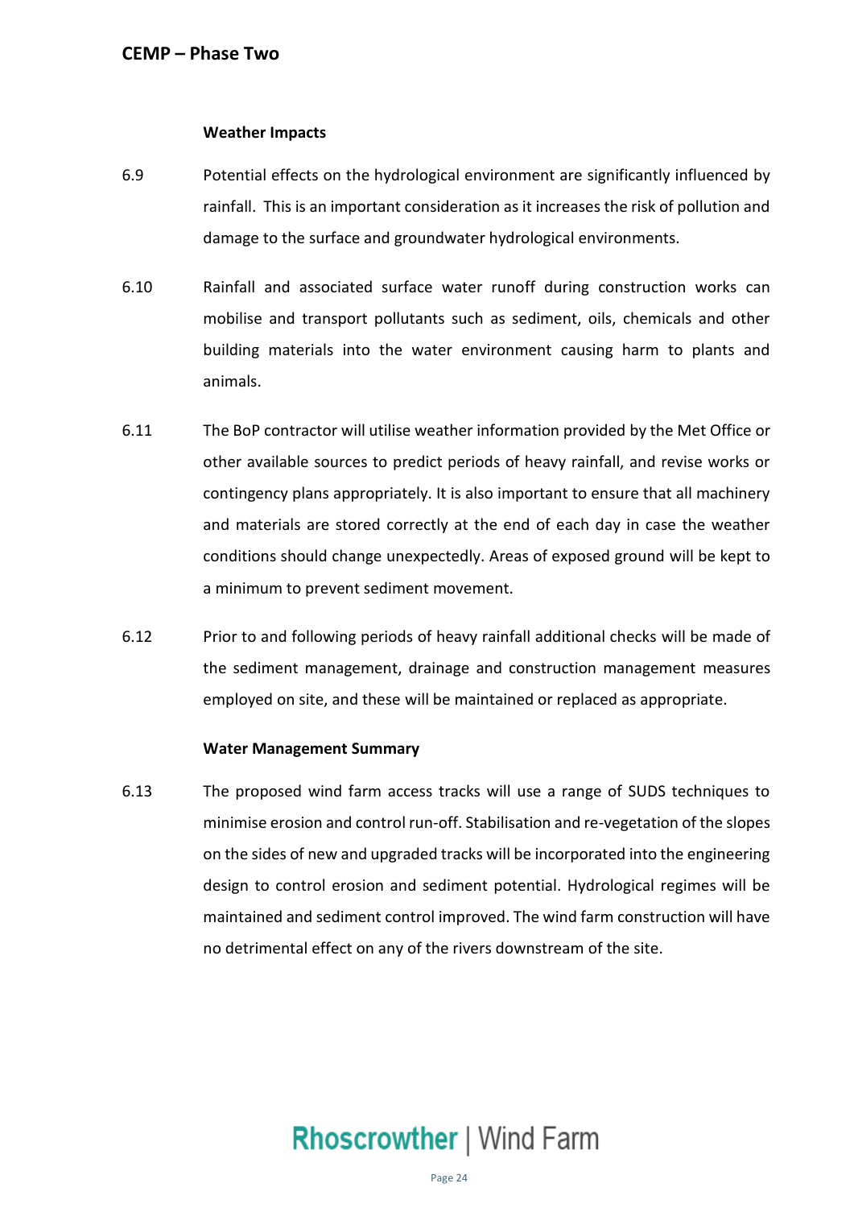### Weather Impacts

6.9 Potential effects on the hydrological environment are significantly influenced by rainfall. This is an important consideration as it increases the risk of pollution and damage to the surface and groundwater hydrological environments.

6.10 Rainfall and associated surface water runoff during construction works can mobilise and transport pollutants such as sediment, oils, chemicals and other building materials into the water environment causing harm to plants and animals.

6.11 The BoP contractor will utilise weather information provided by the Met Office or other available sources to predict periods of heavy rainfall, and revise works or contingency plans appropriately. It is also important to ensure that all machinery and materials are stored correctly at the end of each day in case the weather conditions should change unexpectedly. Areas of exposed ground will be kept to a minimum to prevent sediment movement.

6.12 Prior to and following periods of heavy rainfall additional checks will be made of the sediment management, drainage and construction management measures employed on site, and these will be maintained or replaced as appropriate.

### Water Management Summary

6.13 The proposed wind farm access tracks will use a range of SUDS techniques to minimise erosion and control run-off. Stabilisation and re-vegetation of the slopes on the sides of new and upgraded tracks will be incorporated into the engineering design to control erosion and sediment potential. Hydrological regimes will be maintained and sediment control improved. The wind farm construction will have no detrimental effect on any of the rivers downstream of the site.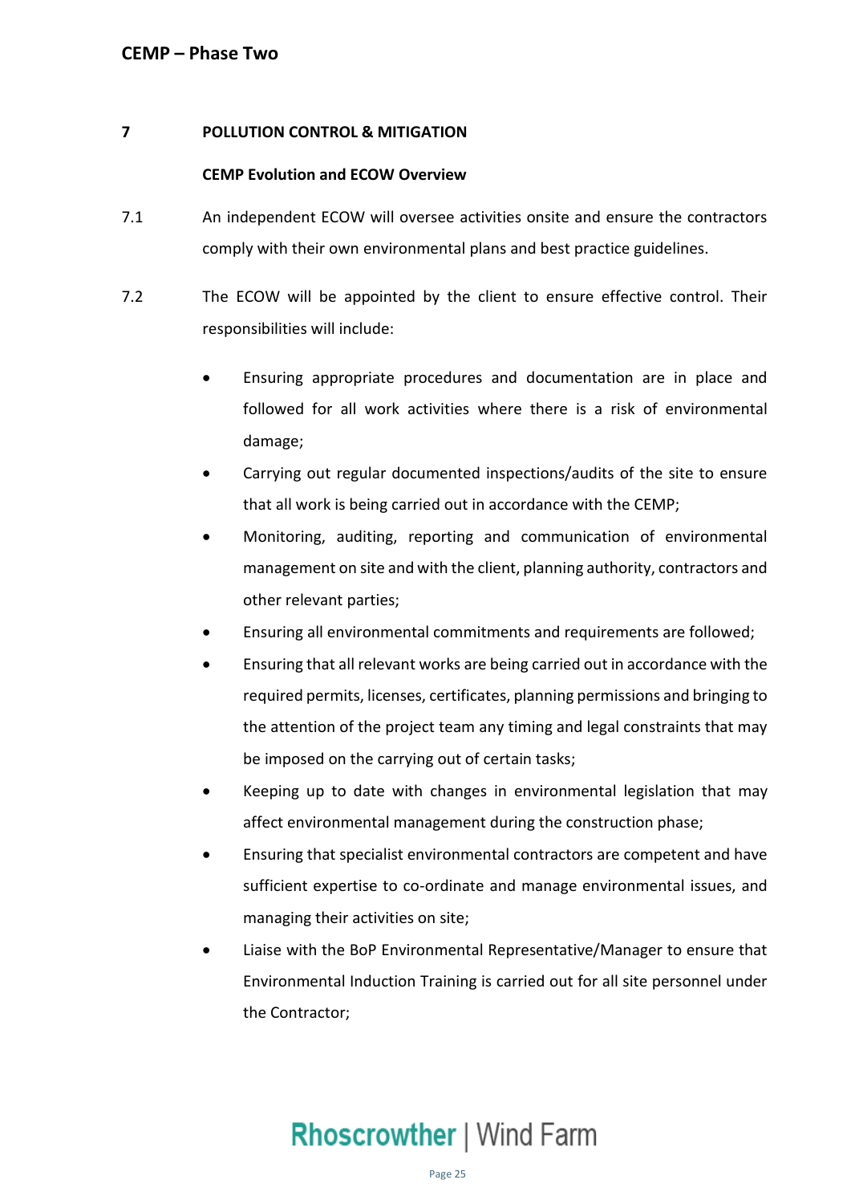## 7 POLLUTION CONTROL & MITIGATION

### CEMP Evolution and ECOW Overview

7.1 An independent ECOW will oversee activities onsite and ensure the contractors comply with their own environmental plans and best practice guidelines.

7.2 The ECOW will be appointed by the client to ensure effective control. Their responsibilities will include:

- Ensuring appropriate procedures and documentation are in place and followed for all work activities where there is a risk of environmental damage;
- Carrying out regular documented inspections/audits of the site to ensure that all work is being carried out in accordance with the CEMP;
- Monitoring, auditing, reporting and communication of environmental management on site and with the client, planning authority, contractors and other relevant parties;
- Ensuring all environmental commitments and requirements are followed;
- Ensuring that all relevant works are being carried out in accordance with the required permits, licenses, certificates, planning permissions and bringing to the attention of the project team any timing and legal constraints that may be imposed on the carrying out of certain tasks;
- Keeping up to date with changes in environmental legislation that may affect environmental management during the construction phase;
- Ensuring that specialist environmental contractors are competent and have sufficient expertise to co-ordinate and manage environmental issues, and managing their activities on site;
- Liaise with the BoP Environmental Representative/Manager to ensure that Environmental Induction Training is carried out for all site personnel under the Contractor;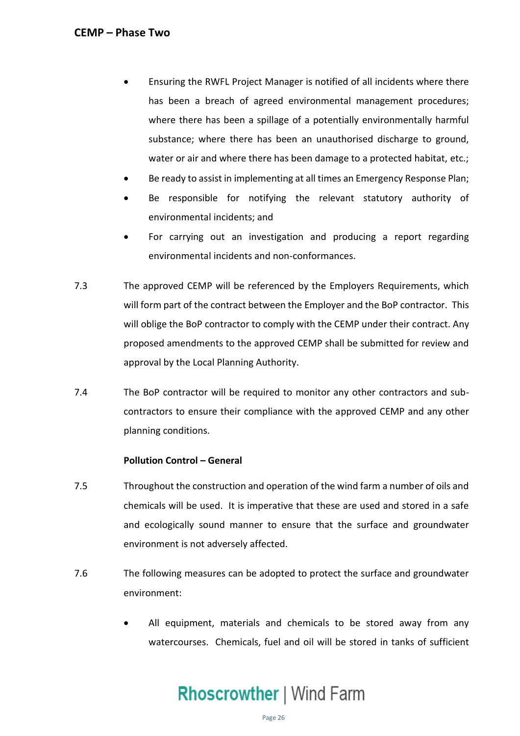- Ensuring the RWFL Project Manager is notified of all incidents where there has been a breach of agreed environmental management procedures; where there has been a spillage of a potentially environmentally harmful substance; where there has been an unauthorised discharge to ground, water or air and where there has been damage to a protected habitat, etc.;
- Be ready to assist in implementing at all times an Emergency Response Plan;
- Be responsible for notifying the relevant statutory authority of environmental incidents; and
- For carrying out an investigation and producing a report regarding environmental incidents and non-conformances.

7.3 The approved CEMP will be referenced by the Employers Requirements, which will form part of the contract between the Employer and the BoP contractor. This will oblige the BoP contractor to comply with the CEMP under their contract. Any proposed amendments to the approved CEMP shall be submitted for review and approval by the Local Planning Authority.

7.4 The BoP contractor will be required to monitor any other contractors and sub-contractors to ensure their compliance with the approved CEMP and any other planning conditions.

**Pollution Control – General**

7.5 Throughout the construction and operation of the wind farm a number of oils and chemicals will be used. It is imperative that these are used and stored in a safe and ecologically sound manner to ensure that the surface and groundwater environment is not adversely affected.

7.6 The following measures can be adopted to protect the surface and groundwater environment:

- All equipment, materials and chemicals to be stored away from any watercourses. Chemicals, fuel and oil will be stored in tanks of sufficient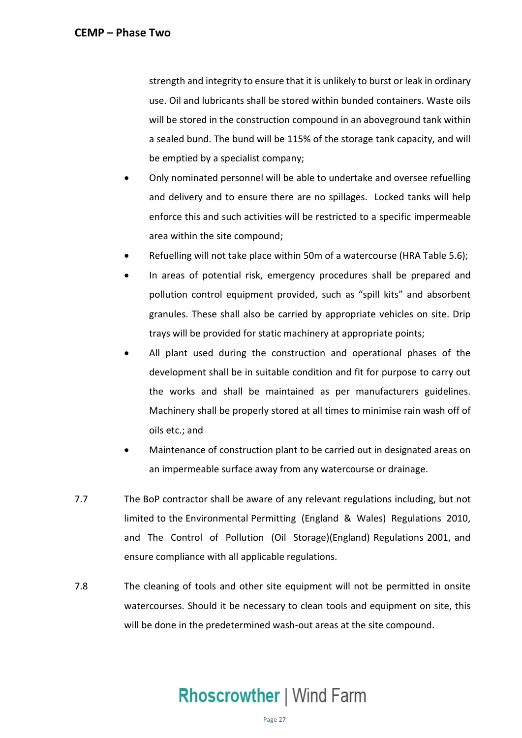strength and integrity to ensure that it is unlikely to burst or leak in ordinary use. Oil and lubricants shall be stored within bunded containers. Waste oils will be stored in the construction compound in an aboveground tank within a sealed bund. The bund will be 115% of the storage tank capacity, and will be emptied by a specialist company;

- Only nominated personnel will be able to undertake and oversee refuelling and delivery and to ensure there are no spillages. Locked tanks will help enforce this and such activities will be restricted to a specific impermeable area within the site compound;
- Refuelling will not take place within 50m of a watercourse (HRA Table 5.6);
- In areas of potential risk, emergency procedures shall be prepared and pollution control equipment provided, such as "spill kits" and absorbent granules. These shall also be carried by appropriate vehicles on site. Drip trays will be provided for static machinery at appropriate points;
- All plant used during the construction and operational phases of the development shall be in suitable condition and fit for purpose to carry out the works and shall be maintained as per manufacturers guidelines. Machinery shall be properly stored at all times to minimise rain wash off of oils etc.; and
- Maintenance of construction plant to be carried out in designated areas on an impermeable surface away from any watercourse or drainage.

7.7 The BoP contractor shall be aware of any relevant regulations including, but not limited to the Environmental Permitting (England & Wales) Regulations 2010, and The Control of Pollution (Oil Storage)(England) Regulations 2001, and ensure compliance with all applicable regulations.

7.8 The cleaning of tools and other site equipment will not be permitted in onsite watercourses. Should it be necessary to clean tools and equipment on site, this will be done in the predetermined wash-out areas at the site compound.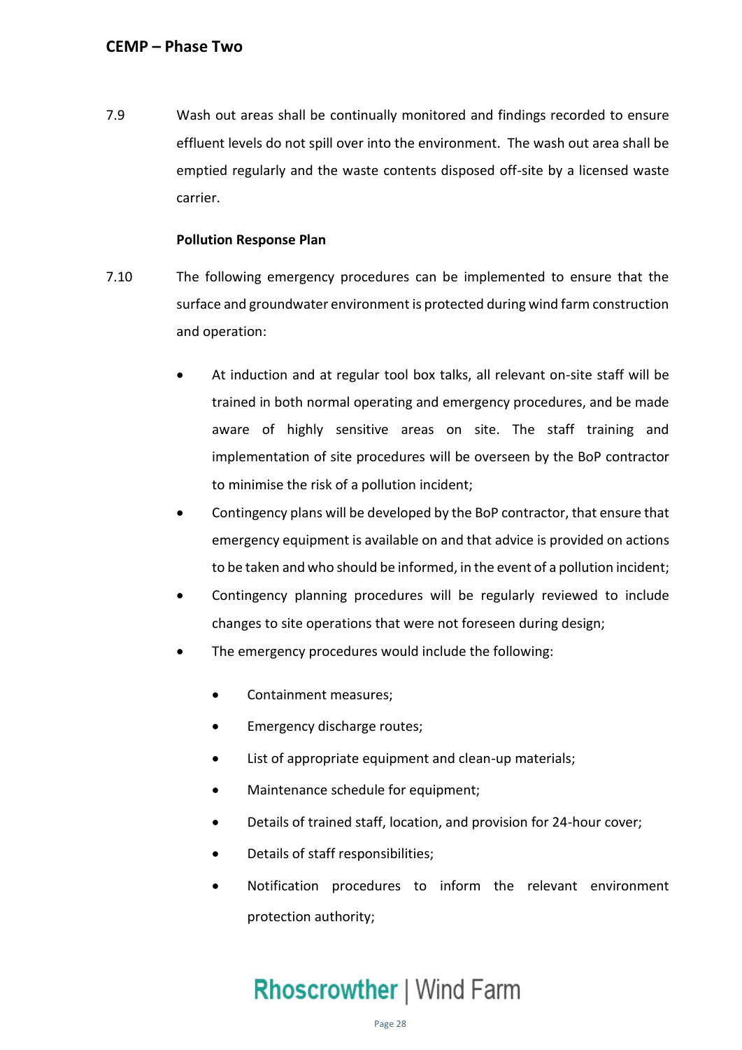7.9 Wash out areas shall be continually monitored and findings recorded to ensure effluent levels do not spill over into the environment. The wash out area shall be emptied regularly and the waste contents disposed off-site by a licensed waste carrier.

**Pollution Response Plan**

7.10 The following emergency procedures can be implemented to ensure that the surface and groundwater environment is protected during wind farm construction and operation:

- At induction and at regular tool box talks, all relevant on-site staff will be trained in both normal operating and emergency procedures, and be made aware of highly sensitive areas on site. The staff training and implementation of site procedures will be overseen by the BoP contractor to minimise the risk of a pollution incident;
- Contingency plans will be developed by the BoP contractor, that ensure that emergency equipment is available on and that advice is provided on actions to be taken and who should be informed, in the event of a pollution incident;
- Contingency planning procedures will be regularly reviewed to include changes to site operations that were not foreseen during design;
- The emergency procedures would include the following:
  - Containment measures;
  - Emergency discharge routes;
  - List of appropriate equipment and clean-up materials;
  - Maintenance schedule for equipment;
  - Details of trained staff, location, and provision for 24-hour cover;
  - Details of staff responsibilities;
  - Notification procedures to inform the relevant environment protection authority;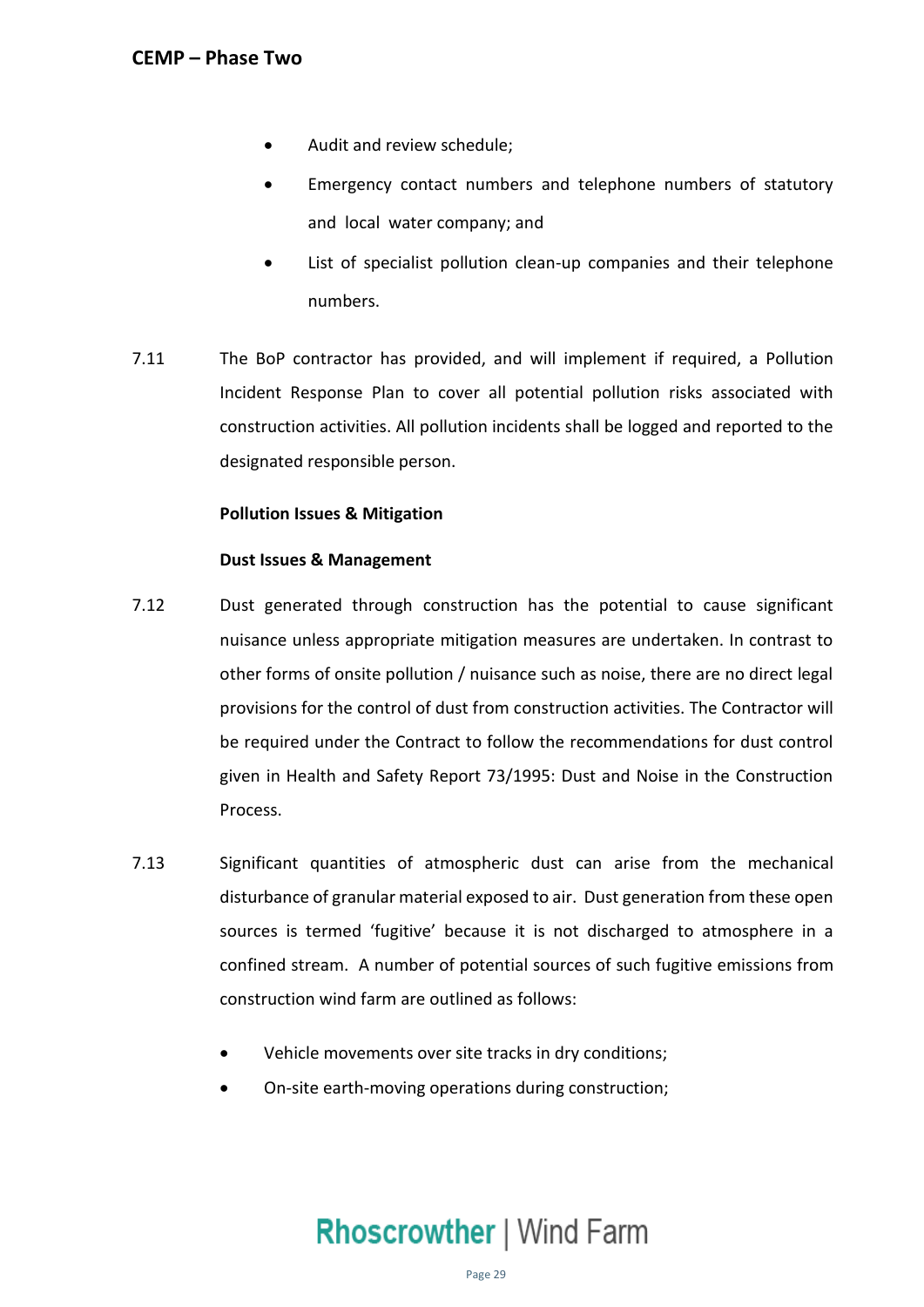- Audit and review schedule;
- Emergency contact numbers and telephone numbers of statutory and local water company; and
- List of specialist pollution clean-up companies and their telephone numbers.

7.11 The BoP contractor has provided, and will implement if required, a Pollution Incident Response Plan to cover all potential pollution risks associated with construction activities. All pollution incidents shall be logged and reported to the designated responsible person.

**Pollution Issues & Mitigation**

**Dust Issues & Management**

7.12 Dust generated through construction has the potential to cause significant nuisance unless appropriate mitigation measures are undertaken. In contrast to other forms of onsite pollution / nuisance such as noise, there are no direct legal provisions for the control of dust from construction activities. The Contractor will be required under the Contract to follow the recommendations for dust control given in Health and Safety Report 73/1995: Dust and Noise in the Construction Process.

7.13 Significant quantities of atmospheric dust can arise from the mechanical disturbance of granular material exposed to air. Dust generation from these open sources is termed 'fugitive' because it is not discharged to atmosphere in a confined stream. A number of potential sources of such fugitive emissions from construction wind farm are outlined as follows:

- Vehicle movements over site tracks in dry conditions;
- On-site earth-moving operations during construction;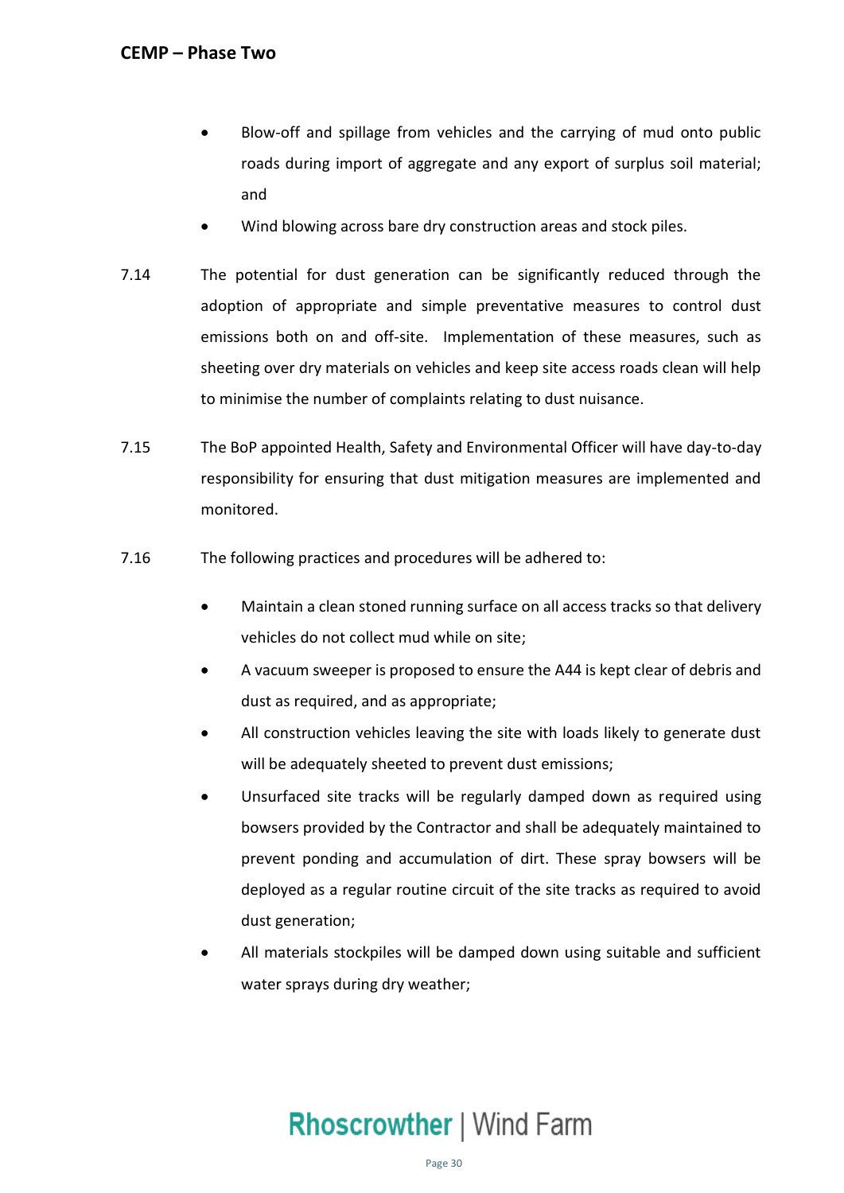- Blow-off and spillage from vehicles and the carrying of mud onto public roads during import of aggregate and any export of surplus soil material; and
- Wind blowing across bare dry construction areas and stock piles.

7.14 The potential for dust generation can be significantly reduced through the adoption of appropriate and simple preventative measures to control dust emissions both on and off-site. Implementation of these measures, such as sheeting over dry materials on vehicles and keep site access roads clean will help to minimise the number of complaints relating to dust nuisance.

7.15 The BoP appointed Health, Safety and Environmental Officer will have day-to-day responsibility for ensuring that dust mitigation measures are implemented and monitored.

7.16 The following practices and procedures will be adhered to:

- Maintain a clean stoned running surface on all access tracks so that delivery vehicles do not collect mud while on site;
- A vacuum sweeper is proposed to ensure the A44 is kept clear of debris and dust as required, and as appropriate;
- All construction vehicles leaving the site with loads likely to generate dust will be adequately sheeted to prevent dust emissions;
- Unsurfaced site tracks will be regularly damped down as required using bowsers provided by the Contractor and shall be adequately maintained to prevent ponding and accumulation of dirt. These spray bowsers will be deployed as a regular routine circuit of the site tracks as required to avoid dust generation;
- All materials stockpiles will be damped down using suitable and sufficient water sprays during dry weather;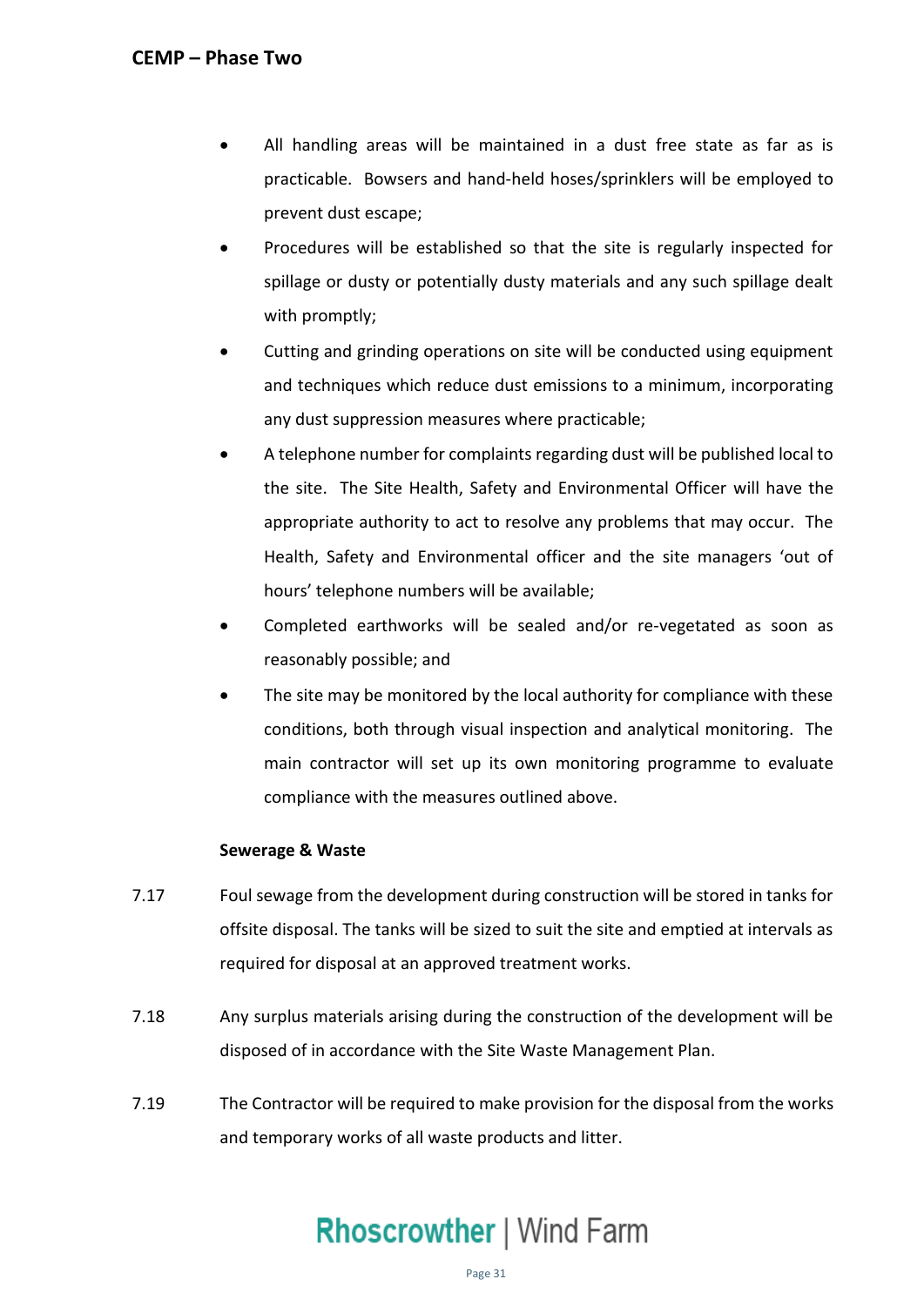- All handling areas will be maintained in a dust free state as far as is practicable. Bowsers and hand-held hoses/sprinklers will be employed to prevent dust escape;
- Procedures will be established so that the site is regularly inspected for spillage or dusty or potentially dusty materials and any such spillage dealt with promptly;
- Cutting and grinding operations on site will be conducted using equipment and techniques which reduce dust emissions to a minimum, incorporating any dust suppression measures where practicable;
- A telephone number for complaints regarding dust will be published local to the site. The Site Health, Safety and Environmental Officer will have the appropriate authority to act to resolve any problems that may occur. The Health, Safety and Environmental officer and the site managers 'out of hours' telephone numbers will be available;
- Completed earthworks will be sealed and/or re-vegetated as soon as reasonably possible; and
- The site may be monitored by the local authority for compliance with these conditions, both through visual inspection and analytical monitoring. The main contractor will set up its own monitoring programme to evaluate compliance with the measures outlined above.

**Sewerage & Waste**

7.17 Foul sewage from the development during construction will be stored in tanks for offsite disposal. The tanks will be sized to suit the site and emptied at intervals as required for disposal at an approved treatment works.

7.18 Any surplus materials arising during the construction of the development will be disposed of in accordance with the Site Waste Management Plan.

7.19 The Contractor will be required to make provision for the disposal from the works and temporary works of all waste products and litter.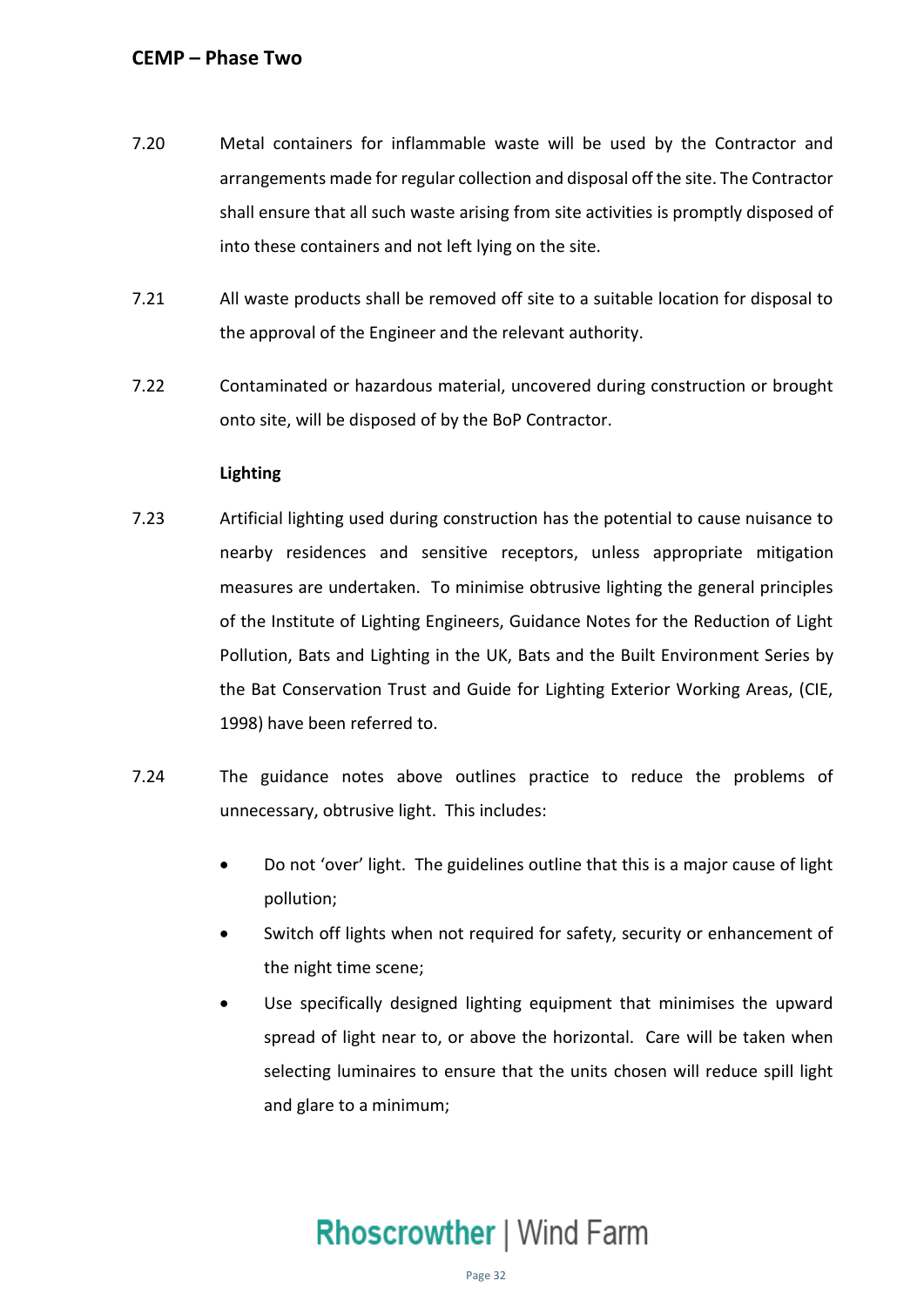7.20 Metal containers for inflammable waste will be used by the Contractor and arrangements made for regular collection and disposal off the site. The Contractor shall ensure that all such waste arising from site activities is promptly disposed of into these containers and not left lying on the site.

7.21 All waste products shall be removed off site to a suitable location for disposal to the approval of the Engineer and the relevant authority.

7.22 Contaminated or hazardous material, uncovered during construction or brought onto site, will be disposed of by the BoP Contractor.

**Lighting**

7.23 Artificial lighting used during construction has the potential to cause nuisance to nearby residences and sensitive receptors, unless appropriate mitigation measures are undertaken. To minimise obtrusive lighting the general principles of the Institute of Lighting Engineers, Guidance Notes for the Reduction of Light Pollution, Bats and Lighting in the UK, Bats and the Built Environment Series by the Bat Conservation Trust and Guide for Lighting Exterior Working Areas, (CIE, 1998) have been referred to.

7.24 The guidance notes above outlines practice to reduce the problems of unnecessary, obtrusive light. This includes:

- Do not 'over' light. The guidelines outline that this is a major cause of light pollution;
- Switch off lights when not required for safety, security or enhancement of the night time scene;
- Use specifically designed lighting equipment that minimises the upward spread of light near to, or above the horizontal. Care will be taken when selecting luminaires to ensure that the units chosen will reduce spill light and glare to a minimum;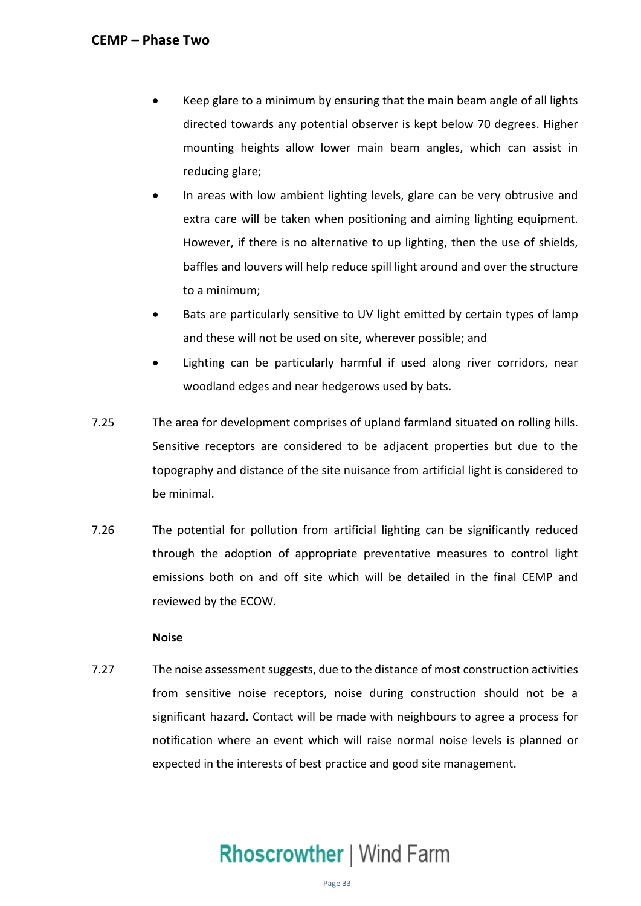- Keep glare to a minimum by ensuring that the main beam angle of all lights directed towards any potential observer is kept below 70 degrees. Higher mounting heights allow lower main beam angles, which can assist in reducing glare;
- In areas with low ambient lighting levels, glare can be very obtrusive and extra care will be taken when positioning and aiming lighting equipment. However, if there is no alternative to up lighting, then the use of shields, baffles and louvers will help reduce spill light around and over the structure to a minimum;
- Bats are particularly sensitive to UV light emitted by certain types of lamp and these will not be used on site, wherever possible; and
- Lighting can be particularly harmful if used along river corridors, near woodland edges and near hedgerows used by bats.

7.25 The area for development comprises of upland farmland situated on rolling hills. Sensitive receptors are considered to be adjacent properties but due to the topography and distance of the site nuisance from artificial light is considered to be minimal.

7.26 The potential for pollution from artificial lighting can be significantly reduced through the adoption of appropriate preventative measures to control light emissions both on and off site which will be detailed in the final CEMP and reviewed by the ECOW.

**Noise**

7.27 The noise assessment suggests, due to the distance of most construction activities from sensitive noise receptors, noise during construction should not be a significant hazard. Contact will be made with neighbours to agree a process for notification where an event which will raise normal noise levels is planned or expected in the interests of best practice and good site management.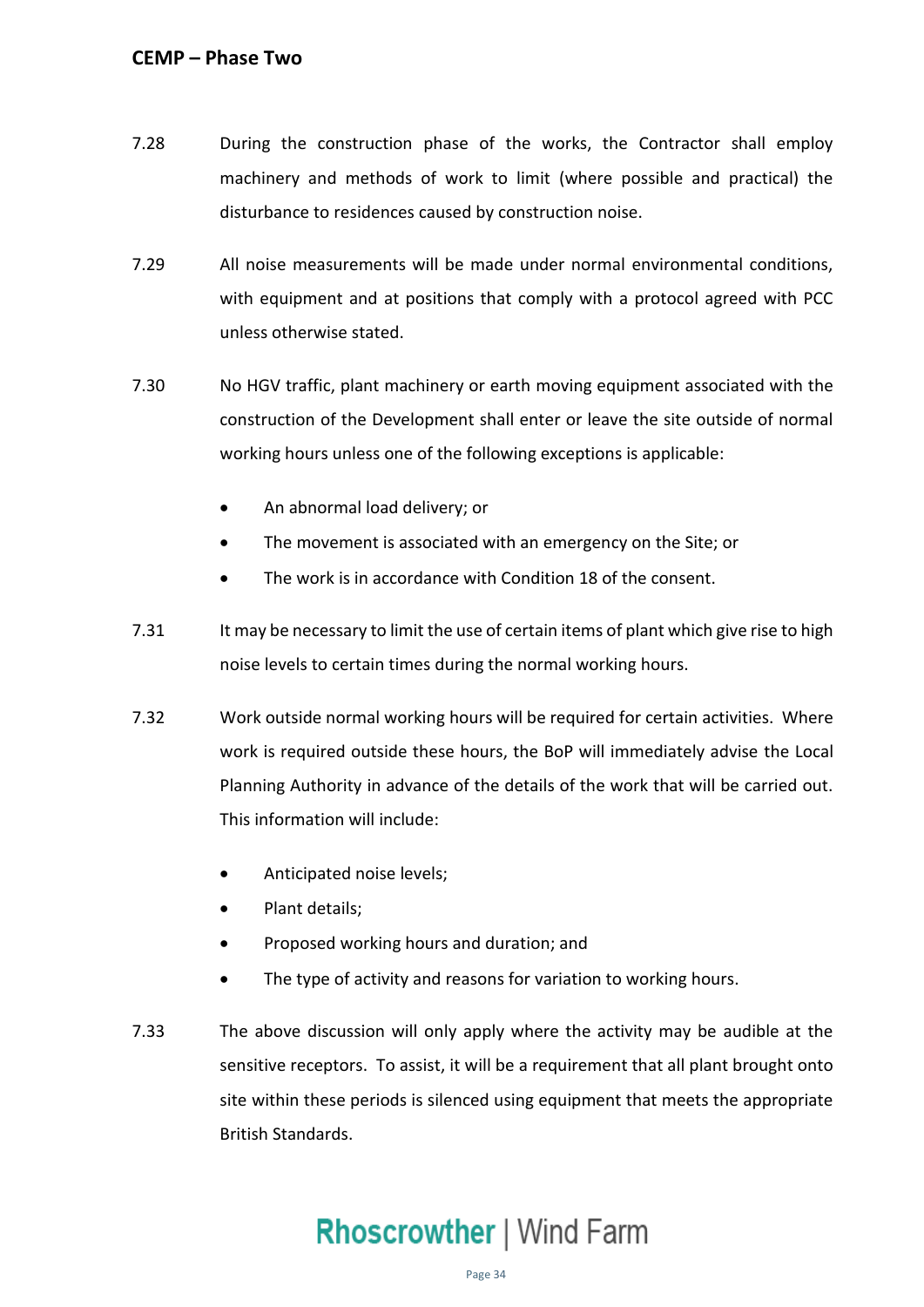7.28 During the construction phase of the works, the Contractor shall employ machinery and methods of work to limit (where possible and practical) the disturbance to residences caused by construction noise.

7.29 All noise measurements will be made under normal environmental conditions, with equipment and at positions that comply with a protocol agreed with PCC unless otherwise stated.

7.30 No HGV traffic, plant machinery or earth moving equipment associated with the construction of the Development shall enter or leave the site outside of normal working hours unless one of the following exceptions is applicable:

- An abnormal load delivery; or
- The movement is associated with an emergency on the Site; or
- The work is in accordance with Condition 18 of the consent.

7.31 It may be necessary to limit the use of certain items of plant which give rise to high noise levels to certain times during the normal working hours.

7.32 Work outside normal working hours will be required for certain activities. Where work is required outside these hours, the BoP will immediately advise the Local Planning Authority in advance of the details of the work that will be carried out. This information will include:

- Anticipated noise levels;
- Plant details;
- Proposed working hours and duration; and
- The type of activity and reasons for variation to working hours.

7.33 The above discussion will only apply where the activity may be audible at the sensitive receptors. To assist, it will be a requirement that all plant brought onto site within these periods is silenced using equipment that meets the appropriate British Standards.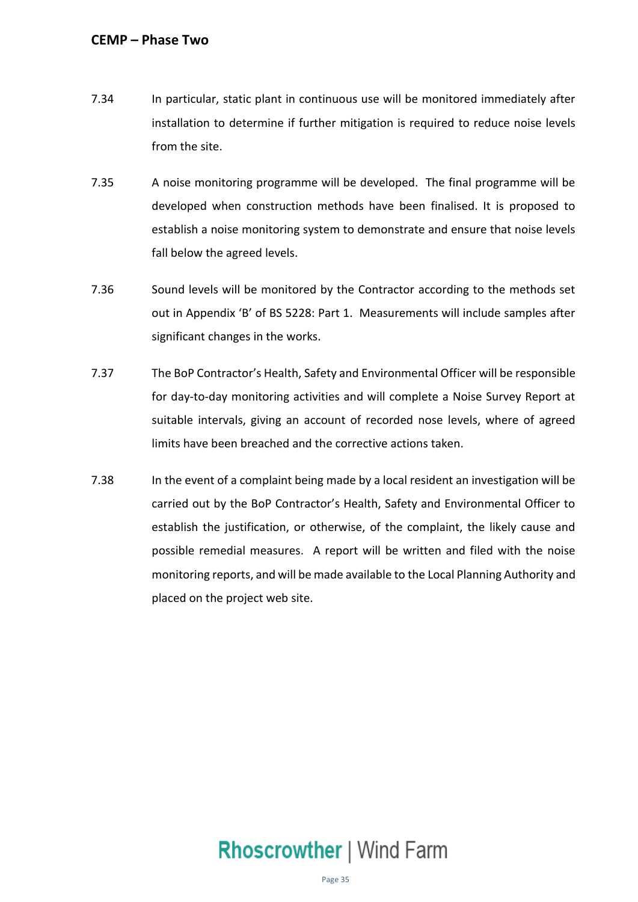7.34 In particular, static plant in continuous use will be monitored immediately after installation to determine if further mitigation is required to reduce noise levels from the site.

7.35 A noise monitoring programme will be developed. The final programme will be developed when construction methods have been finalised. It is proposed to establish a noise monitoring system to demonstrate and ensure that noise levels fall below the agreed levels.

7.36 Sound levels will be monitored by the Contractor according to the methods set out in Appendix 'B' of BS 5228: Part 1. Measurements will include samples after significant changes in the works.

7.37 The BoP Contractor's Health, Safety and Environmental Officer will be responsible for day-to-day monitoring activities and will complete a Noise Survey Report at suitable intervals, giving an account of recorded nose levels, where of agreed limits have been breached and the corrective actions taken.

7.38 In the event of a complaint being made by a local resident an investigation will be carried out by the BoP Contractor's Health, Safety and Environmental Officer to establish the justification, or otherwise, of the complaint, the likely cause and possible remedial measures. A report will be written and filed with the noise monitoring reports, and will be made available to the Local Planning Authority and placed on the project web site.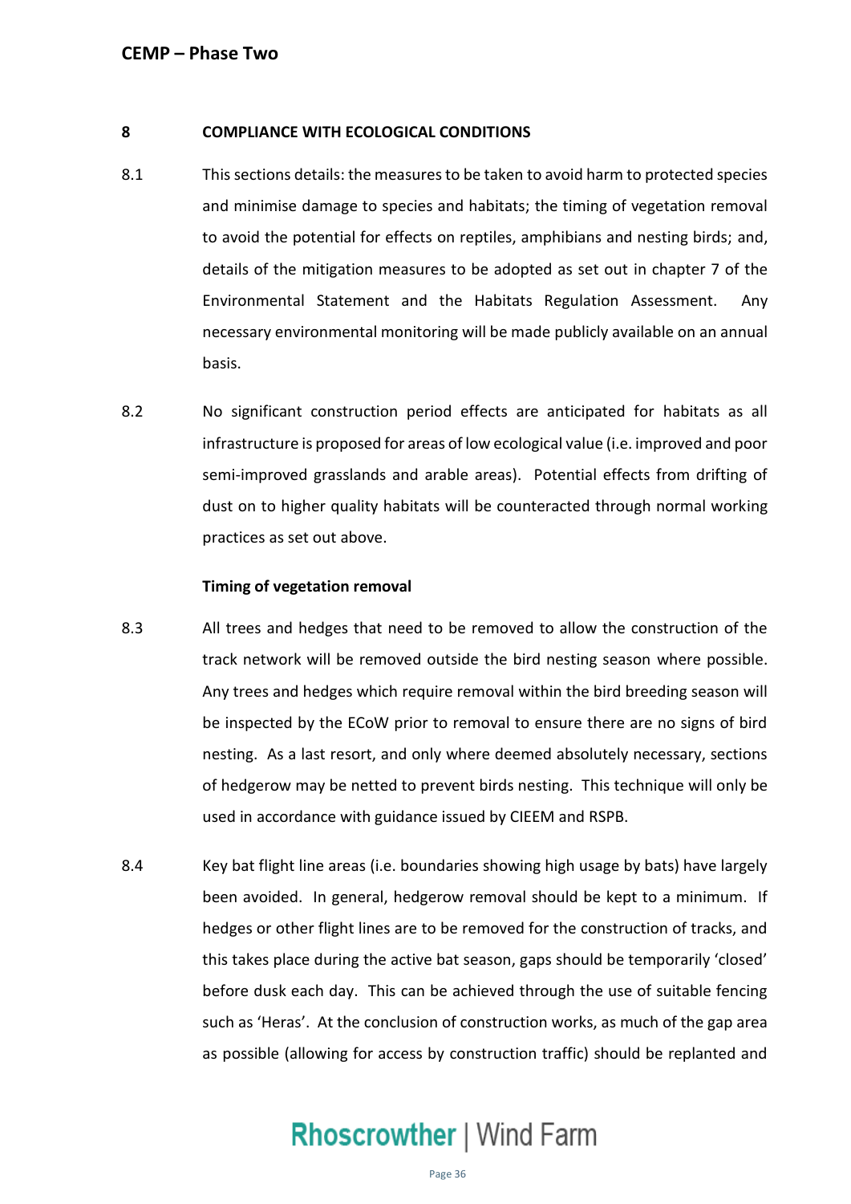## 8 COMPLIANCE WITH ECOLOGICAL CONDITIONS

8.1 This sections details: the measures to be taken to avoid harm to protected species and minimise damage to species and habitats; the timing of vegetation removal to avoid the potential for effects on reptiles, amphibians and nesting birds; and, details of the mitigation measures to be adopted as set out in chapter 7 of the Environmental Statement and the Habitats Regulation Assessment. Any necessary environmental monitoring will be made publicly available on an annual basis.

8.2 No significant construction period effects are anticipated for habitats as all infrastructure is proposed for areas of low ecological value (i.e. improved and poor semi-improved grasslands and arable areas). Potential effects from drifting of dust on to higher quality habitats will be counteracted through normal working practices as set out above.

### Timing of vegetation removal

8.3 All trees and hedges that need to be removed to allow the construction of the track network will be removed outside the bird nesting season where possible. Any trees and hedges which require removal within the bird breeding season will be inspected by the ECoW prior to removal to ensure there are no signs of bird nesting. As a last resort, and only where deemed absolutely necessary, sections of hedgerow may be netted to prevent birds nesting. This technique will only be used in accordance with guidance issued by CIEEM and RSPB.

8.4 Key bat flight line areas (i.e. boundaries showing high usage by bats) have largely been avoided. In general, hedgerow removal should be kept to a minimum. If hedges or other flight lines are to be removed for the construction of tracks, and this takes place during the active bat season, gaps should be temporarily 'closed' before dusk each day. This can be achieved through the use of suitable fencing such as 'Heras'. At the conclusion of construction works, as much of the gap area as possible (allowing for access by construction traffic) should be replanted and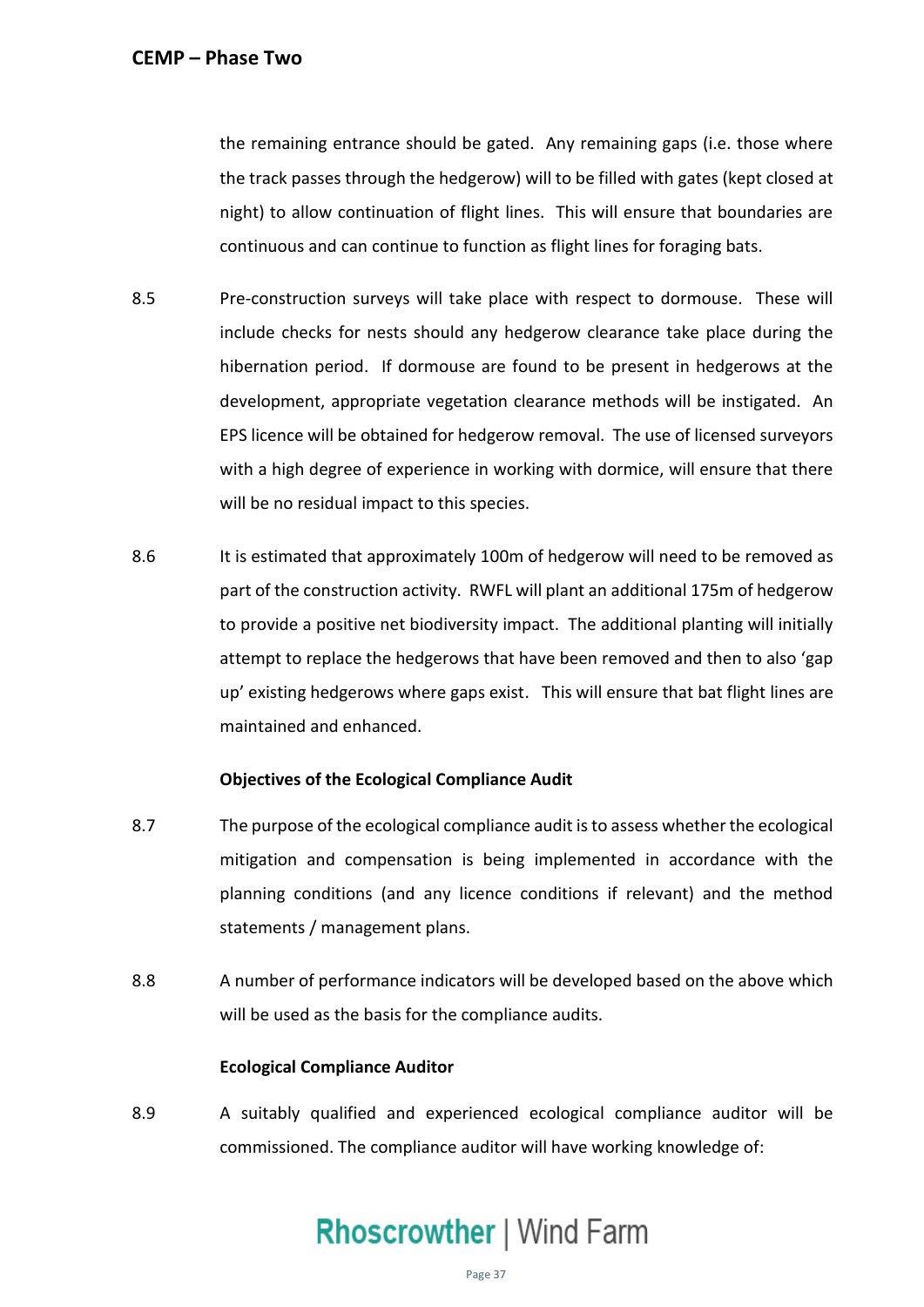the remaining entrance should be gated. Any remaining gaps (i.e. those where the track passes through the hedgerow) will to be filled with gates (kept closed at night) to allow continuation of flight lines. This will ensure that boundaries are continuous and can continue to function as flight lines for foraging bats.

8.5 Pre-construction surveys will take place with respect to dormouse. These will include checks for nests should any hedgerow clearance take place during the hibernation period. If dormouse are found to be present in hedgerows at the development, appropriate vegetation clearance methods will be instigated. An EPS licence will be obtained for hedgerow removal. The use of licensed surveyors with a high degree of experience in working with dormice, will ensure that there will be no residual impact to this species.

8.6 It is estimated that approximately 100m of hedgerow will need to be removed as part of the construction activity. RWFL will plant an additional 175m of hedgerow to provide a positive net biodiversity impact. The additional planting will initially attempt to replace the hedgerows that have been removed and then to also 'gap up' existing hedgerows where gaps exist. This will ensure that bat flight lines are maintained and enhanced.

**Objectives of the Ecological Compliance Audit**

8.7 The purpose of the ecological compliance audit is to assess whether the ecological mitigation and compensation is being implemented in accordance with the planning conditions (and any licence conditions if relevant) and the method statements / management plans.

8.8 A number of performance indicators will be developed based on the above which will be used as the basis for the compliance audits.

**Ecological Compliance Auditor**

8.9 A suitably qualified and experienced ecological compliance auditor will be commissioned. The compliance auditor will have working knowledge of: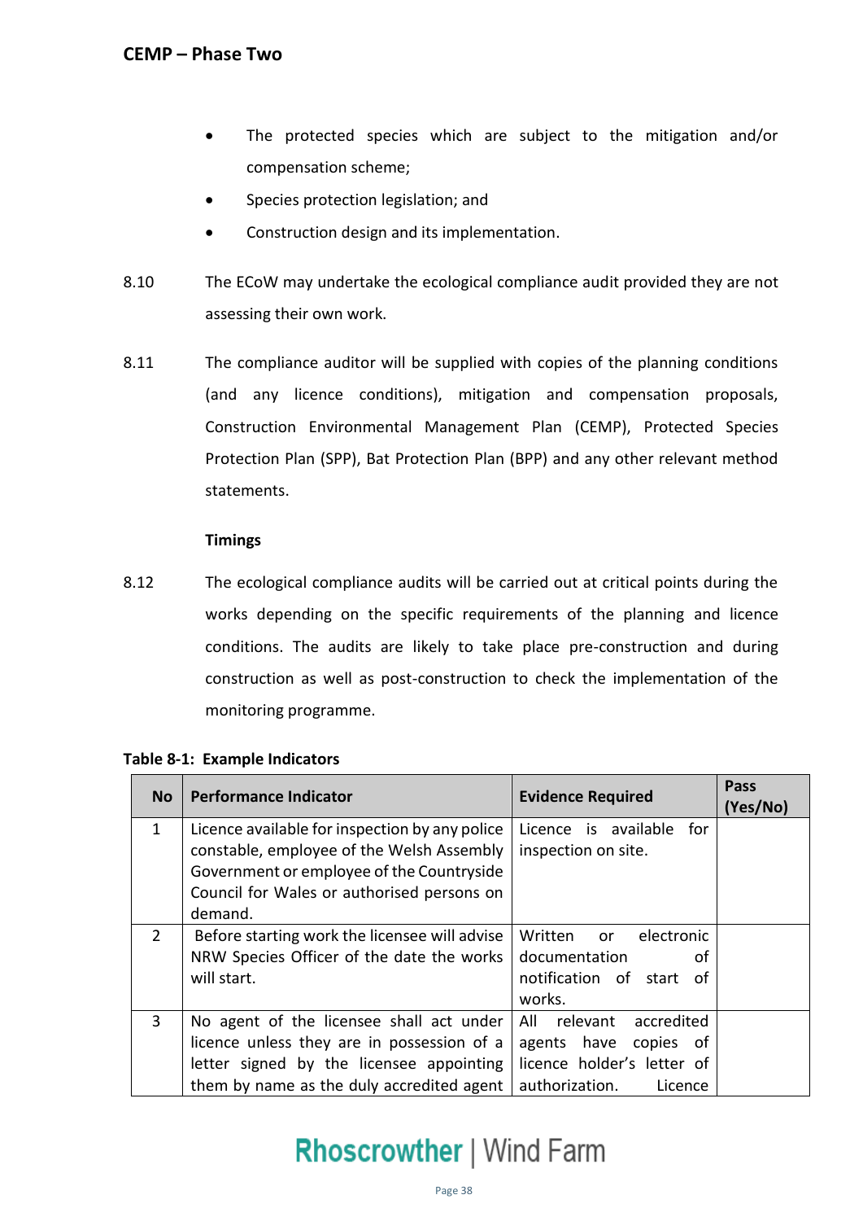- The protected species which are subject to the mitigation and/or compensation scheme;
- Species protection legislation; and
- Construction design and its implementation.

8.10 The ECoW may undertake the ecological compliance audit provided they are not assessing their own work.

8.11 The compliance auditor will be supplied with copies of the planning conditions (and any licence conditions), mitigation and compensation proposals, Construction Environmental Management Plan (CEMP), Protected Species Protection Plan (SPP), Bat Protection Plan (BPP) and any other relevant method statements.

**Timings**

8.12 The ecological compliance audits will be carried out at critical points during the works depending on the specific requirements of the planning and licence conditions. The audits are likely to take place pre-construction and during construction as well as post-construction to check the implementation of the monitoring programme.

**Table 8-1: Example Indicators**

| No | Performance Indicator | Evidence Required | Pass (Yes/No) |
|---|---|---|---|
| 1 | Licence available for inspection by any police constable, employee of the Welsh Assembly Government or employee of the Countryside Council for Wales or authorised persons on demand. | Licence is available for inspection on site. | |
| 2 | Before starting work the licensee will advise NRW Species Officer of the date the works will start. | Written or electronic documentation of notification of start of works. | |
| 3 | No agent of the licensee shall act under licence unless they are in possession of a letter signed by the licensee appointing them by name as the duly accredited agent | All relevant accredited agents have copies of licence holder's letter of authorization. Licence | |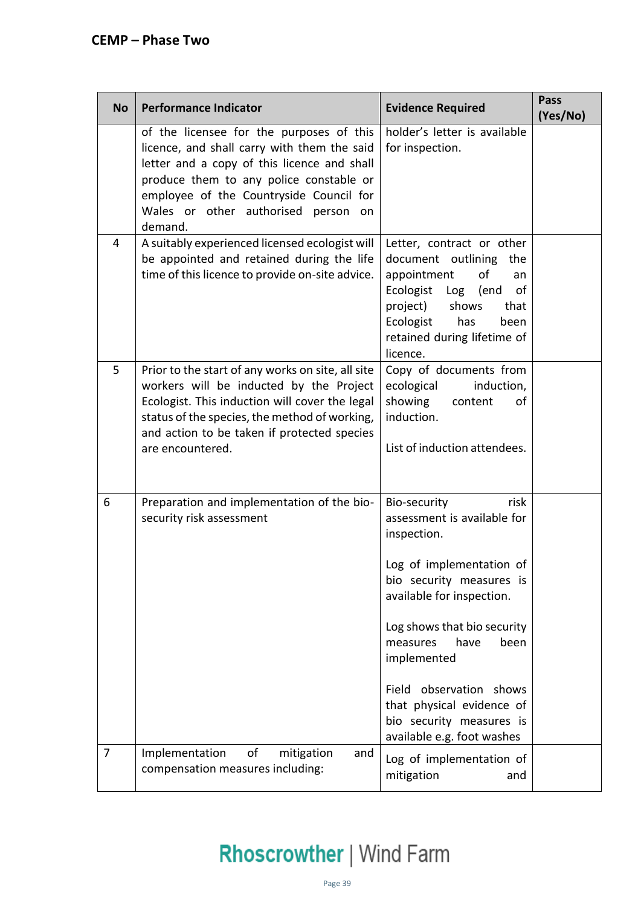| No | Performance Indicator | Evidence Required | Pass (Yes/No) |
|---|---|---|---|
| | of the licensee for the purposes of this licence, and shall carry with them the said letter and a copy of this licence and shall produce them to any police constable or employee of the Countryside Council for Wales or other authorised person on demand. | holder's letter is available for inspection. | |
| 4 | A suitably experienced licensed ecologist will be appointed and retained during the life time of this licence to provide on-site advice. | Letter, contract or other document outlining the appointment of an Ecologist Log (end of project) shows that Ecologist has been retained during lifetime of licence. | |
| 5 | Prior to the start of any works on site, all site workers will be inducted by the Project Ecologist. This induction will cover the legal status of the species, the method of working, and action to be taken if protected species are encountered. | Copy of documents from ecological induction, showing content of induction.<br><br>List of induction attendees. | |
| 6 | Preparation and implementation of the bio-security risk assessment | Bio-security risk assessment is available for inspection.<br><br>Log of implementation of bio security measures is available for inspection.<br><br>Log shows that bio security measures have been implemented<br><br>Field observation shows that physical evidence of bio security measures is available e.g. foot washes | |
| 7 | Implementation of mitigation and compensation measures including: | Log of implementation of mitigation and | |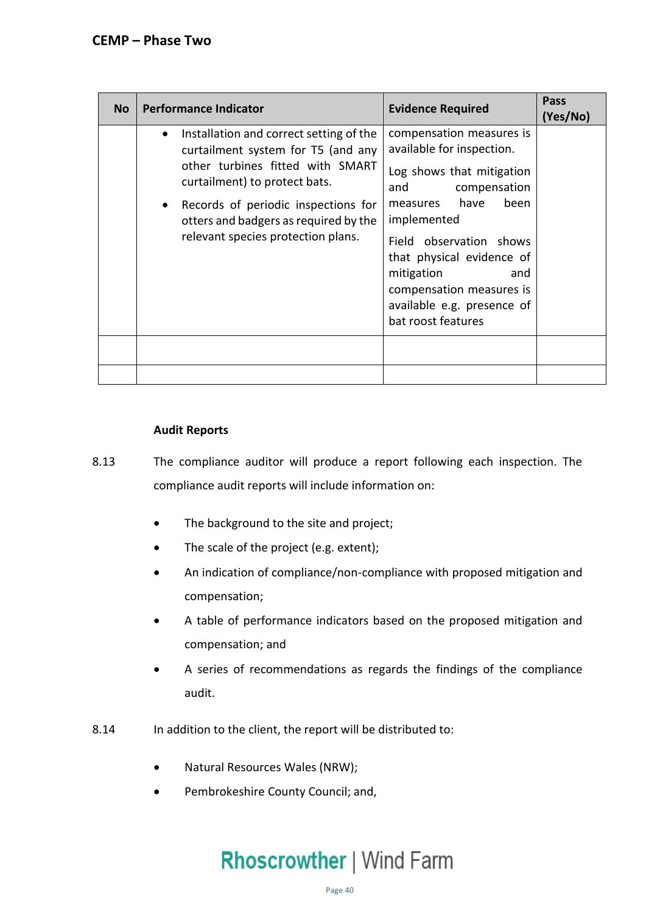| No | Performance Indicator | Evidence Required | Pass (Yes/No) |
|---|---|---|---|
| | • Installation and correct setting of the curtailment system for T5 (and any other turbines fitted with SMART curtailment) to protect bats.<br>• Records of periodic inspections for otters and badgers as required by the relevant species protection plans. | compensation measures is available for inspection.<br>Log shows that mitigation and compensation measures have been implemented<br>Field observation shows that physical evidence of mitigation and compensation measures is available e.g. presence of bat roost features | |
| | | | |
| | | | |

### Audit Reports

8.13 The compliance auditor will produce a report following each inspection. The compliance audit reports will include information on:

- The background to the site and project;
- The scale of the project (e.g. extent);
- An indication of compliance/non-compliance with proposed mitigation and compensation;
- A table of performance indicators based on the proposed mitigation and compensation; and
- A series of recommendations as regards the findings of the compliance audit.

8.14 In addition to the client, the report will be distributed to:

- Natural Resources Wales (NRW);
- Pembrokeshire County Council; and,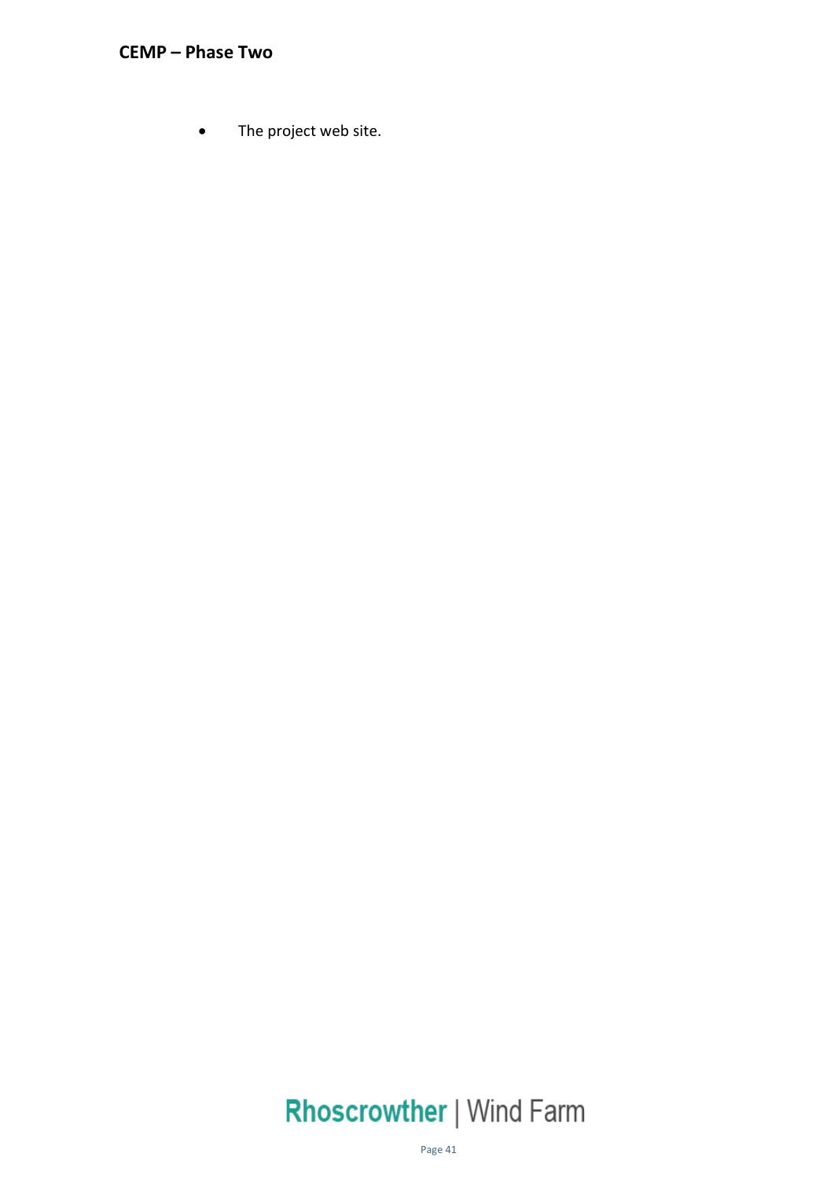- The project web site.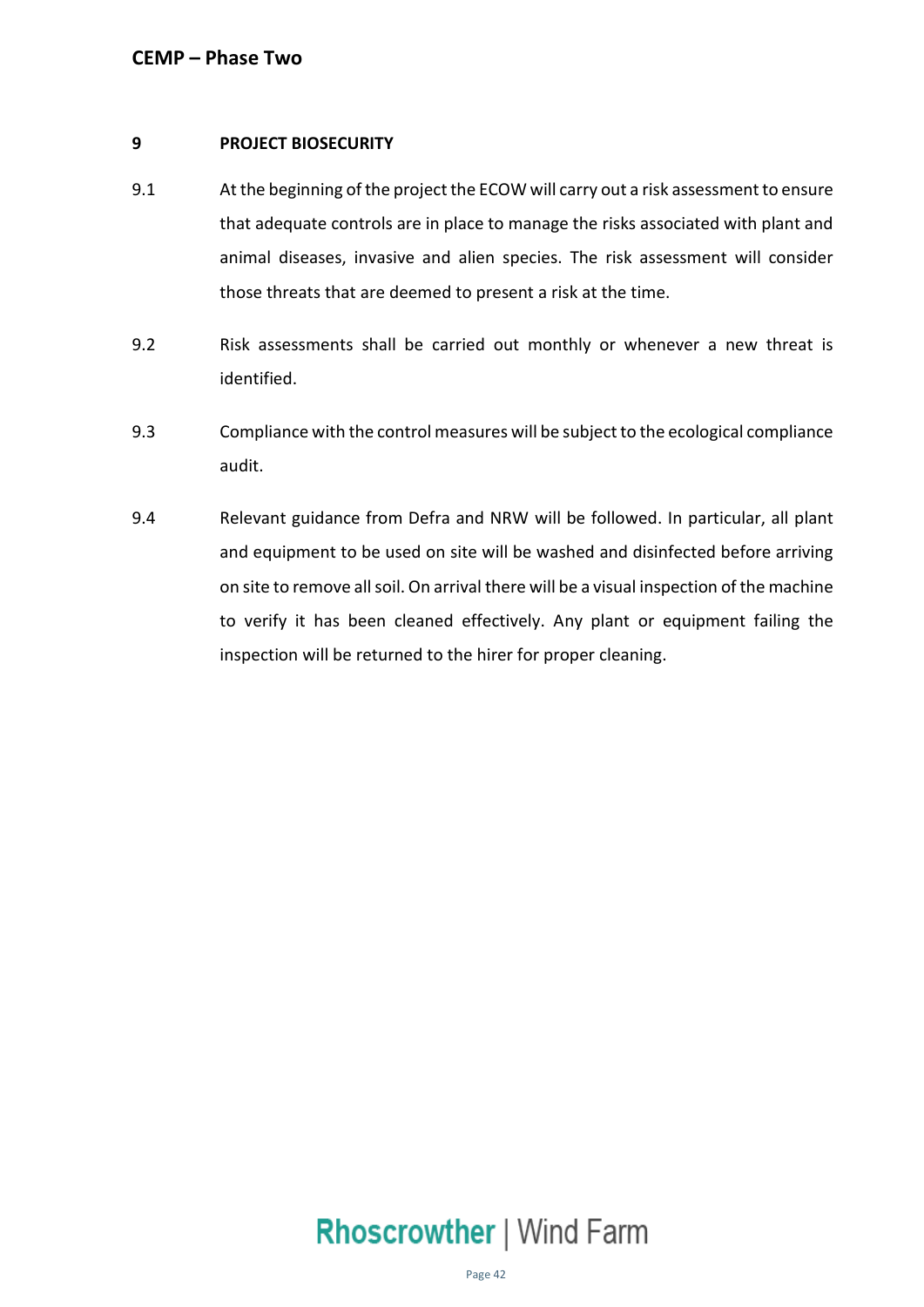## 9 PROJECT BIOSECURITY

9.1 At the beginning of the project the ECOW will carry out a risk assessment to ensure that adequate controls are in place to manage the risks associated with plant and animal diseases, invasive and alien species. The risk assessment will consider those threats that are deemed to present a risk at the time.

9.2 Risk assessments shall be carried out monthly or whenever a new threat is identified.

9.3 Compliance with the control measures will be subject to the ecological compliance audit.

9.4 Relevant guidance from Defra and NRW will be followed. In particular, all plant and equipment to be used on site will be washed and disinfected before arriving on site to remove all soil. On arrival there will be a visual inspection of the machine to verify it has been cleaned effectively. Any plant or equipment failing the inspection will be returned to the hirer for proper cleaning.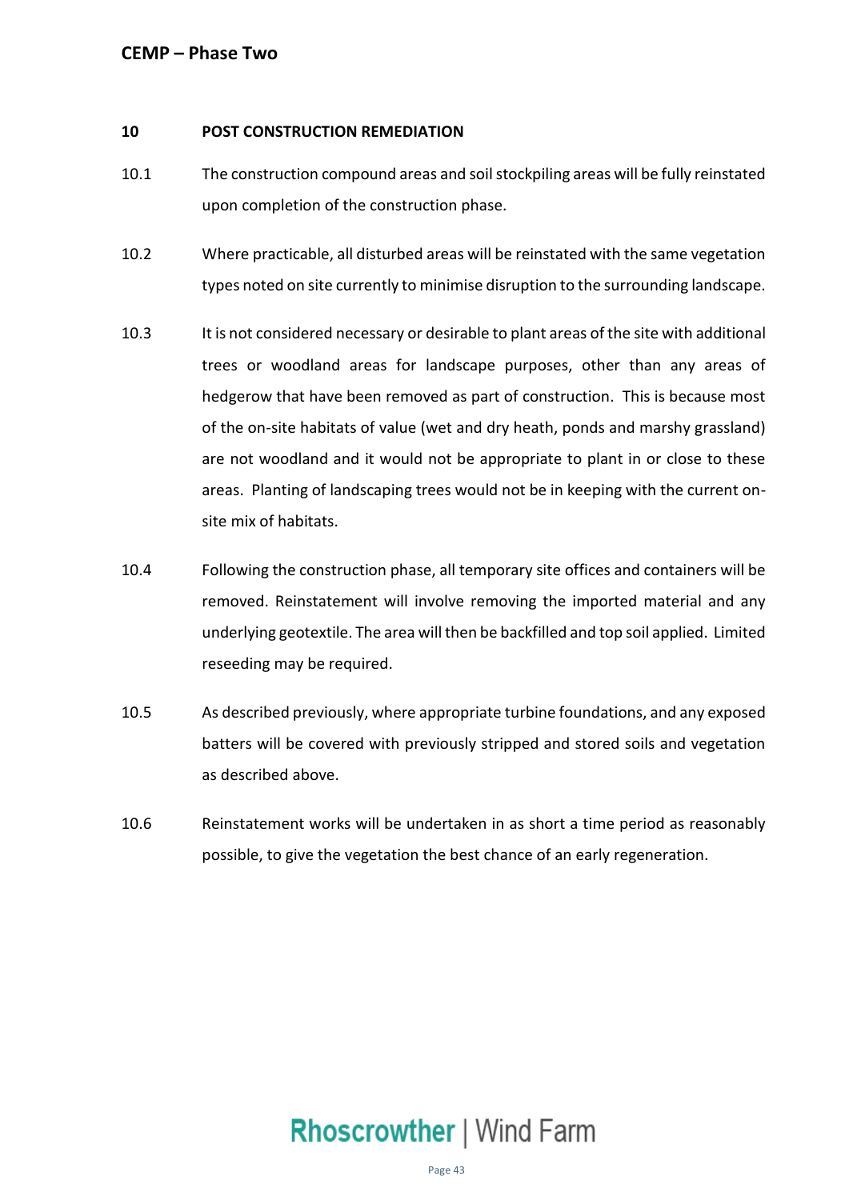## 10 POST CONSTRUCTION REMEDIATION

10.1 The construction compound areas and soil stockpiling areas will be fully reinstated upon completion of the construction phase.

10.2 Where practicable, all disturbed areas will be reinstated with the same vegetation types noted on site currently to minimise disruption to the surrounding landscape.

10.3 It is not considered necessary or desirable to plant areas of the site with additional trees or woodland areas for landscape purposes, other than any areas of hedgerow that have been removed as part of construction. This is because most of the on-site habitats of value (wet and dry heath, ponds and marshy grassland) are not woodland and it would not be appropriate to plant in or close to these areas. Planting of landscaping trees would not be in keeping with the current on-site mix of habitats.

10.4 Following the construction phase, all temporary site offices and containers will be removed. Reinstatement will involve removing the imported material and any underlying geotextile. The area will then be backfilled and top soil applied. Limited reseeding may be required.

10.5 As described previously, where appropriate turbine foundations, and any exposed batters will be covered with previously stripped and stored soils and vegetation as described above.

10.6 Reinstatement works will be undertaken in as short a time period as reasonably possible, to give the vegetation the best chance of an early regeneration.